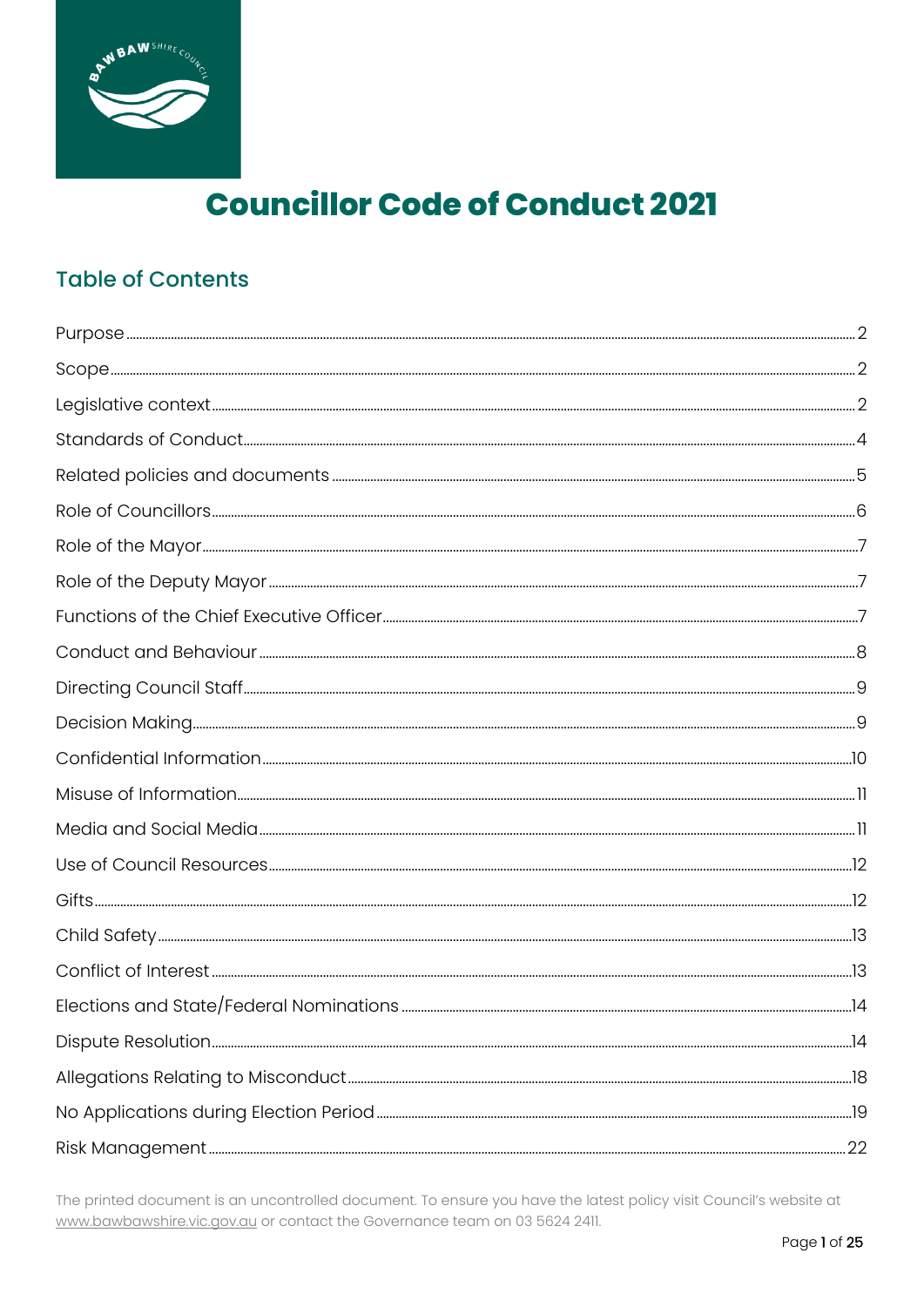# Councillor Code of Conduct 2021

## Table of Contents

| | |
|---|---|
| Purpose | 2 |
| Scope | 2 |
| Legislative context | 2 |
| Standards of Conduct | 4 |
| Related policies and documents | 5 |
| Role of Councillors | 6 |
| Role of the Mayor | 7 |
| Role of the Deputy Mayor | 7 |
| Functions of the Chief Executive Officer | 7 |
| Conduct and Behaviour | 8 |
| Directing Council Staff | 9 |
| Decision Making | 9 |
| Confidential Information | 10 |
| Misuse of Information | 11 |
| Media and Social Media | 11 |
| Use of Council Resources | 12 |
| Gifts | 12 |
| Child Safety | 13 |
| Conflict of Interest | 13 |
| Elections and State/Federal Nominations | 14 |
| Dispute Resolution | 14 |
| Allegations Relating to Misconduct | 18 |
| No Applications during Election Period | 19 |
| Risk Management | 22 |

The printed document is an uncontrolled document. To ensure you have the latest policy visit Council's website at www.bawbawshire.vic.gov.au or contact the Governance team on 03 5624 2411.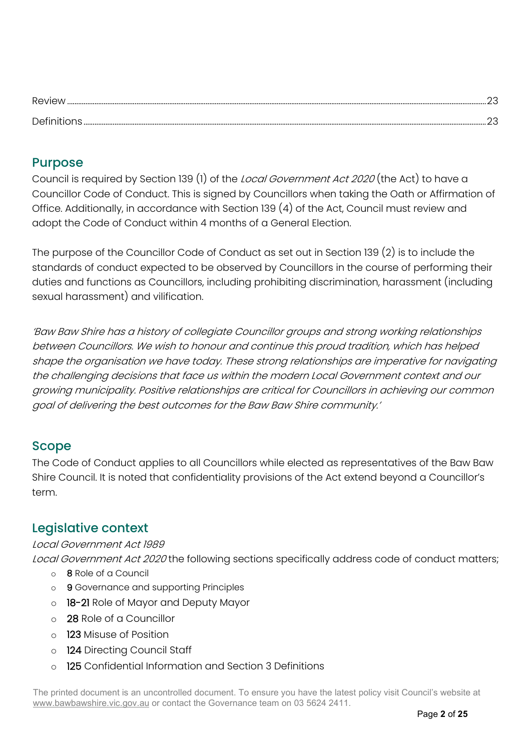Review .......... 23

Definitions .......... 23

## Purpose

Council is required by Section 139 (1) of the *Local Government Act 2020* (the Act) to have a Councillor Code of Conduct. This is signed by Councillors when taking the Oath or Affirmation of Office. Additionally, in accordance with Section 139 (4) of the Act, Council must review and adopt the Code of Conduct within 4 months of a General Election.

The purpose of the Councillor Code of Conduct as set out in Section 139 (2) is to include the standards of conduct expected to be observed by Councillors in the course of performing their duties and functions as Councillors, including prohibiting discrimination, harassment (including sexual harassment) and vilification.

*'Baw Baw Shire has a history of collegiate Councillor groups and strong working relationships between Councillors. We wish to honour and continue this proud tradition, which has helped shape the organisation we have today. These strong relationships are imperative for navigating the challenging decisions that face us within the modern Local Government context and our growing municipality. Positive relationships are critical for Councillors in achieving our common goal of delivering the best outcomes for the Baw Baw Shire community.'*

## Scope

The Code of Conduct applies to all Councillors while elected as representatives of the Baw Baw Shire Council. It is noted that confidentiality provisions of the Act extend beyond a Councillor's term.

## Legislative context

*Local Government Act 1989*

*Local Government Act 2020* the following sections specifically address code of conduct matters;

- 8 Role of a Council
- 9 Governance and supporting Principles
- 18-21 Role of Mayor and Deputy Mayor
- 28 Role of a Councillor
- 123 Misuse of Position
- 124 Directing Council Staff
- 125 Confidential Information and Section 3 Definitions

The printed document is an uncontrolled document. To ensure you have the latest policy visit Council's website at www.bawbawshire.vic.gov.au or contact the Governance team on 03 5624 2411.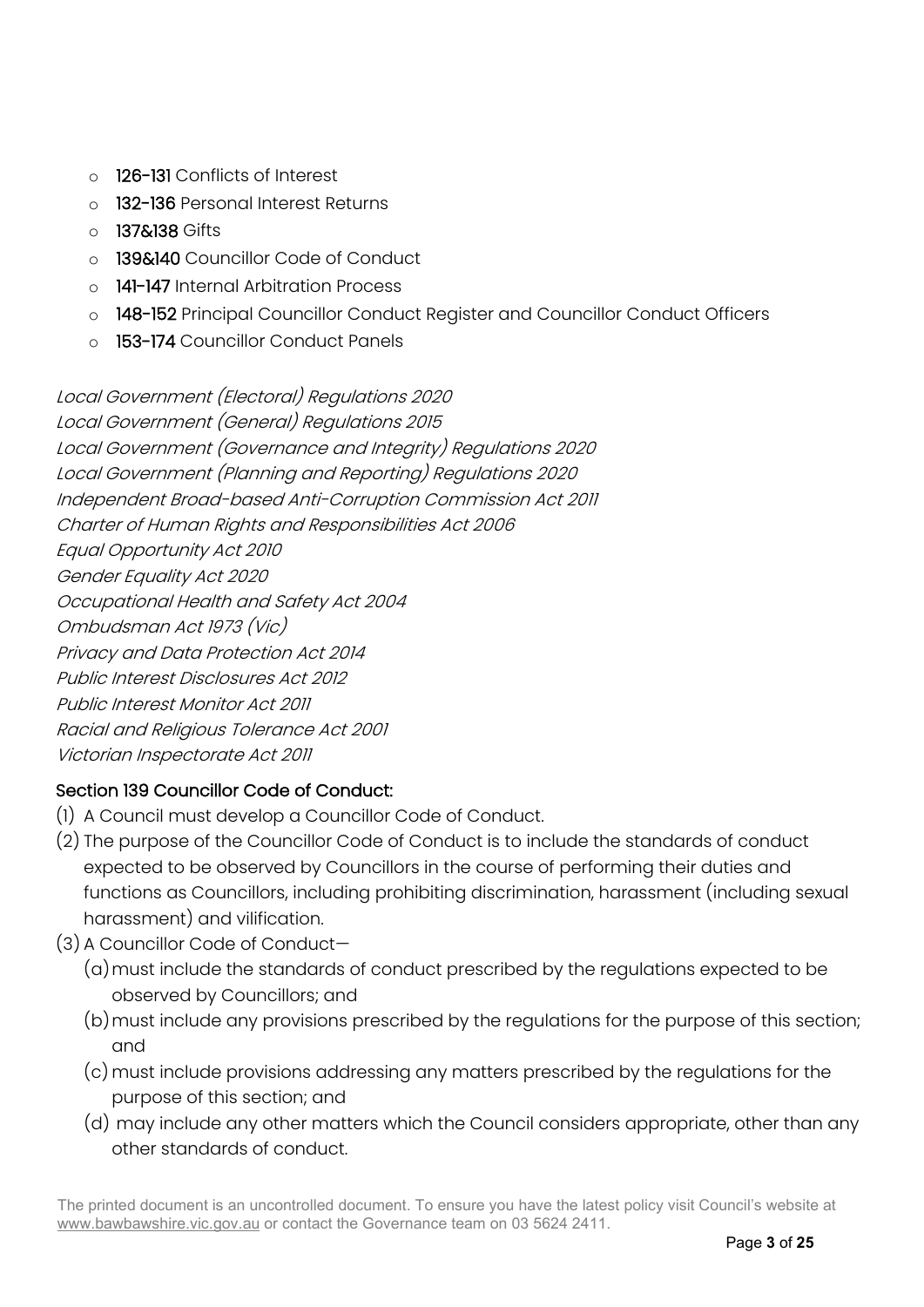- **126-131** Conflicts of Interest
- **132-136** Personal Interest Returns
- **137&138** Gifts
- **139&140** Councillor Code of Conduct
- **141-147** Internal Arbitration Process
- **148-152** Principal Councillor Conduct Register and Councillor Conduct Officers
- **153-174** Councillor Conduct Panels

*Local Government (Electoral) Regulations 2020*
*Local Government (General) Regulations 2015*
*Local Government (Governance and Integrity) Regulations 2020*
*Local Government (Planning and Reporting) Regulations 2020*
*Independent Broad-based Anti-Corruption Commission Act 2011*
*Charter of Human Rights and Responsibilities Act 2006*
*Equal Opportunity Act 2010*
*Gender Equality Act 2020*
*Occupational Health and Safety Act 2004*
*Ombudsman Act 1973 (Vic)*
*Privacy and Data Protection Act 2014*
*Public Interest Disclosures Act 2012*
*Public Interest Monitor Act 2011*
*Racial and Religious Tolerance Act 2001*
*Victorian Inspectorate Act 2011*

**Section 139 Councillor Code of Conduct:**

(1) A Council must develop a Councillor Code of Conduct.

(2) The purpose of the Councillor Code of Conduct is to include the standards of conduct expected to be observed by Councillors in the course of performing their duties and functions as Councillors, including prohibiting discrimination, harassment (including sexual harassment) and vilification.

(3) A Councillor Code of Conduct—

  (a) must include the standards of conduct prescribed by the regulations expected to be observed by Councillors; and

  (b) must include any provisions prescribed by the regulations for the purpose of this section; and

  (c) must include provisions addressing any matters prescribed by the regulations for the purpose of this section; and

  (d) may include any other matters which the Council considers appropriate, other than any other standards of conduct.

The printed document is an uncontrolled document. To ensure you have the latest policy visit Council's website at www.bawbawshire.vic.gov.au or contact the Governance team on 03 5624 2411.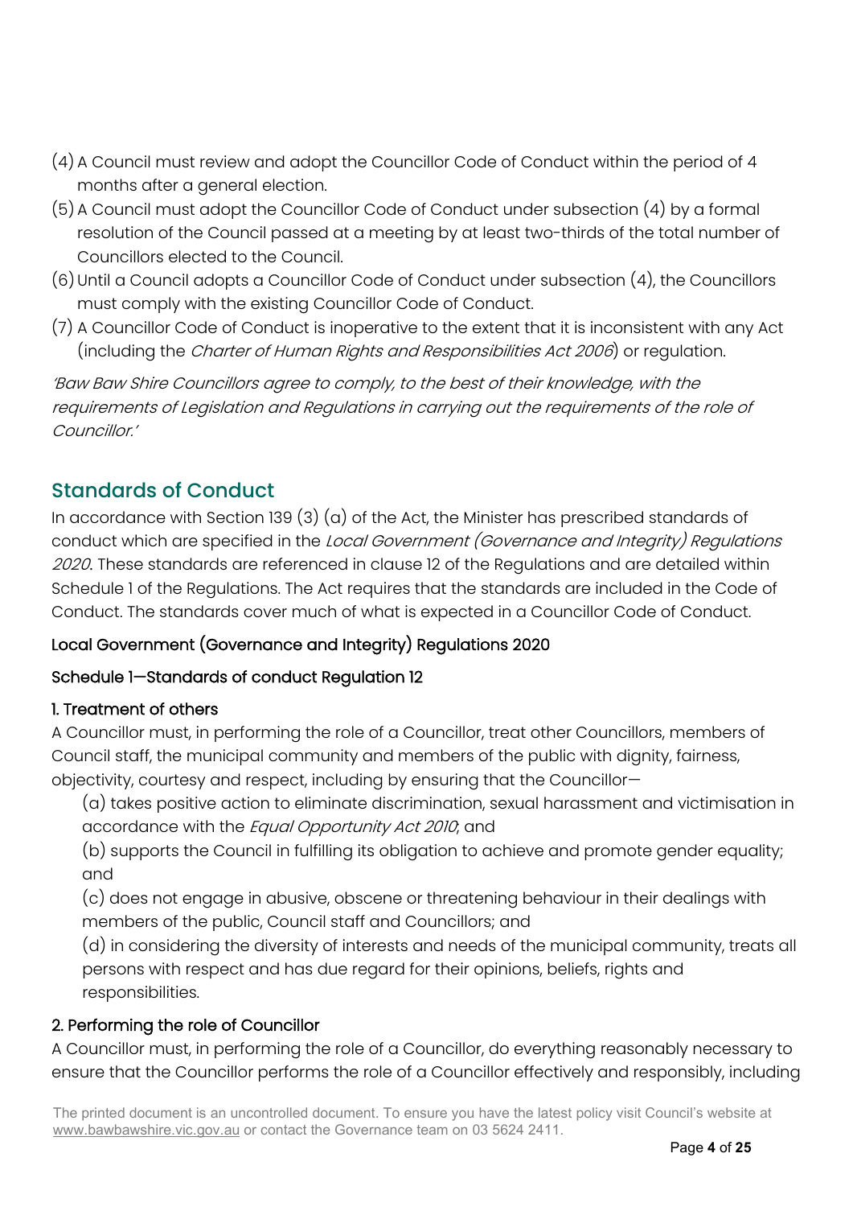(4) A Council must review and adopt the Councillor Code of Conduct within the period of 4 months after a general election.

(5) A Council must adopt the Councillor Code of Conduct under subsection (4) by a formal resolution of the Council passed at a meeting by at least two-thirds of the total number of Councillors elected to the Council.

(6) Until a Council adopts a Councillor Code of Conduct under subsection (4), the Councillors must comply with the existing Councillor Code of Conduct.

(7) A Councillor Code of Conduct is inoperative to the extent that it is inconsistent with any Act (including the *Charter of Human Rights and Responsibilities Act 2006*) or regulation.

*'Baw Baw Shire Councillors agree to comply, to the best of their knowledge, with the requirements of Legislation and Regulations in carrying out the requirements of the role of Councillor.'*

## Standards of Conduct

In accordance with Section 139 (3) (a) of the Act, the Minister has prescribed standards of conduct which are specified in the *Local Government (Governance and Integrity) Regulations 2020*. These standards are referenced in clause 12 of the Regulations and are detailed within Schedule 1 of the Regulations. The Act requires that the standards are included in the Code of Conduct. The standards cover much of what is expected in a Councillor Code of Conduct.

### Local Government (Governance and Integrity) Regulations 2020

### Schedule 1—Standards of conduct Regulation 12

#### 1. Treatment of others

A Councillor must, in performing the role of a Councillor, treat other Councillors, members of Council staff, the municipal community and members of the public with dignity, fairness, objectivity, courtesy and respect, including by ensuring that the Councillor—

(a) takes positive action to eliminate discrimination, sexual harassment and victimisation in accordance with the *Equal Opportunity Act 2010*; and

(b) supports the Council in fulfilling its obligation to achieve and promote gender equality; and

(c) does not engage in abusive, obscene or threatening behaviour in their dealings with members of the public, Council staff and Councillors; and

(d) in considering the diversity of interests and needs of the municipal community, treats all persons with respect and has due regard for their opinions, beliefs, rights and responsibilities.

#### 2. Performing the role of Councillor

A Councillor must, in performing the role of a Councillor, do everything reasonably necessary to ensure that the Councillor performs the role of a Councillor effectively and responsibly, including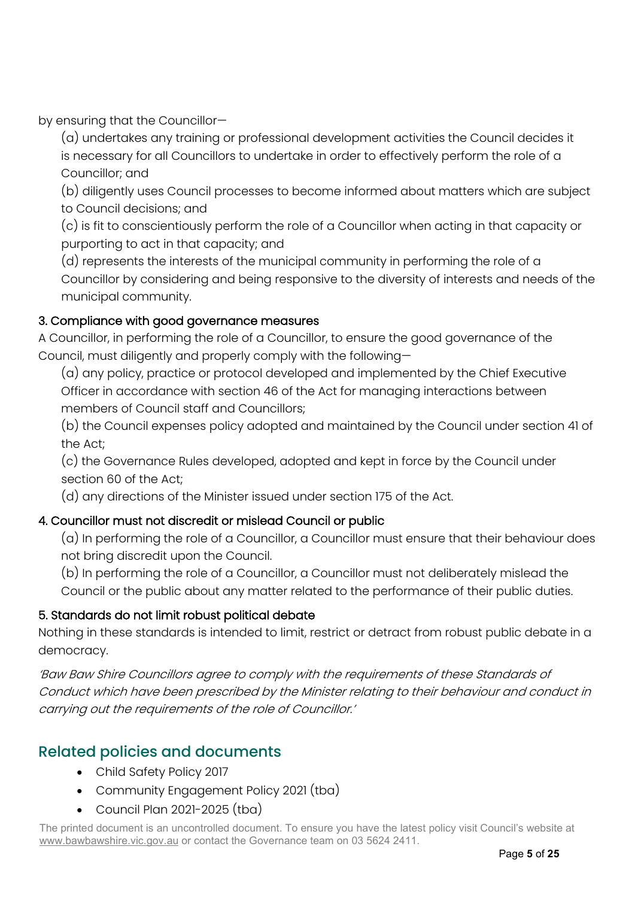by ensuring that the Councillor—

(a) undertakes any training or professional development activities the Council decides it is necessary for all Councillors to undertake in order to effectively perform the role of a Councillor; and

(b) diligently uses Council processes to become informed about matters which are subject to Council decisions; and

(c) is fit to conscientiously perform the role of a Councillor when acting in that capacity or purporting to act in that capacity; and

(d) represents the interests of the municipal community in performing the role of a Councillor by considering and being responsive to the diversity of interests and needs of the municipal community.

### 3. Compliance with good governance measures

A Councillor, in performing the role of a Councillor, to ensure the good governance of the Council, must diligently and properly comply with the following—

(a) any policy, practice or protocol developed and implemented by the Chief Executive Officer in accordance with section 46 of the Act for managing interactions between members of Council staff and Councillors;

(b) the Council expenses policy adopted and maintained by the Council under section 41 of the Act;

(c) the Governance Rules developed, adopted and kept in force by the Council under section 60 of the Act;

(d) any directions of the Minister issued under section 175 of the Act.

### 4. Councillor must not discredit or mislead Council or public

(a) In performing the role of a Councillor, a Councillor must ensure that their behaviour does not bring discredit upon the Council.

(b) In performing the role of a Councillor, a Councillor must not deliberately mislead the Council or the public about any matter related to the performance of their public duties.

### 5. Standards do not limit robust political debate

Nothing in these standards is intended to limit, restrict or detract from robust public debate in a democracy.

*'Baw Baw Shire Councillors agree to comply with the requirements of these Standards of Conduct which have been prescribed by the Minister relating to their behaviour and conduct in carrying out the requirements of the role of Councillor.'*

## Related policies and documents

- Child Safety Policy 2017
- Community Engagement Policy 2021 (tba)
- Council Plan 2021-2025 (tba)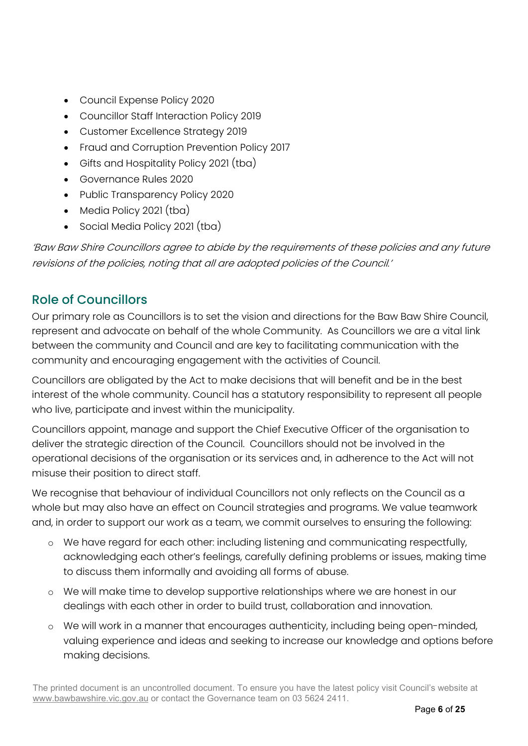- Council Expense Policy 2020
- Councillor Staff Interaction Policy 2019
- Customer Excellence Strategy 2019
- Fraud and Corruption Prevention Policy 2017
- Gifts and Hospitality Policy 2021 (tba)
- Governance Rules 2020
- Public Transparency Policy 2020
- Media Policy 2021 (tba)
- Social Media Policy 2021 (tba)

*'Baw Baw Shire Councillors agree to abide by the requirements of these policies and any future revisions of the policies, noting that all are adopted policies of the Council.'*

## Role of Councillors

Our primary role as Councillors is to set the vision and directions for the Baw Baw Shire Council, represent and advocate on behalf of the whole Community. As Councillors we are a vital link between the community and Council and are key to facilitating communication with the community and encouraging engagement with the activities of Council.

Councillors are obligated by the Act to make decisions that will benefit and be in the best interest of the whole community. Council has a statutory responsibility to represent all people who live, participate and invest within the municipality.

Councillors appoint, manage and support the Chief Executive Officer of the organisation to deliver the strategic direction of the Council. Councillors should not be involved in the operational decisions of the organisation or its services and, in adherence to the Act will not misuse their position to direct staff.

We recognise that behaviour of individual Councillors not only reflects on the Council as a whole but may also have an effect on Council strategies and programs. We value teamwork and, in order to support our work as a team, we commit ourselves to ensuring the following:

- We have regard for each other: including listening and communicating respectfully, acknowledging each other's feelings, carefully defining problems or issues, making time to discuss them informally and avoiding all forms of abuse.
- We will make time to develop supportive relationships where we are honest in our dealings with each other in order to build trust, collaboration and innovation.
- We will work in a manner that encourages authenticity, including being open-minded, valuing experience and ideas and seeking to increase our knowledge and options before making decisions.

The printed document is an uncontrolled document. To ensure you have the latest policy visit Council's website at www.bawbawshire.vic.gov.au or contact the Governance team on 03 5624 2411.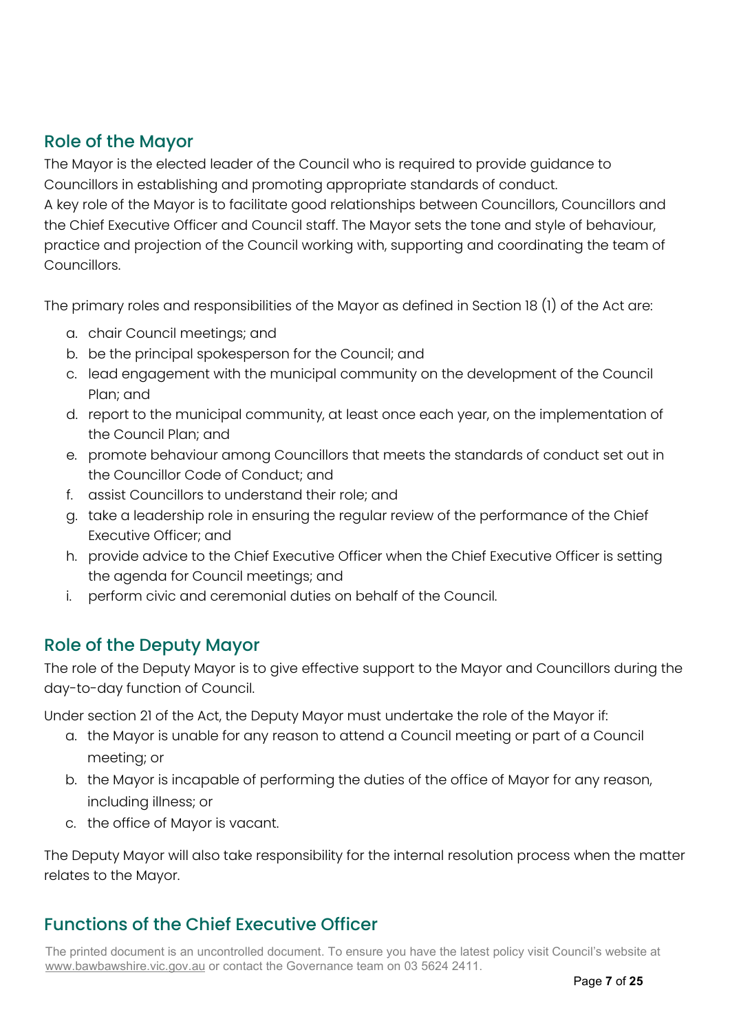## Role of the Mayor

The Mayor is the elected leader of the Council who is required to provide guidance to Councillors in establishing and promoting appropriate standards of conduct.

A key role of the Mayor is to facilitate good relationships between Councillors, Councillors and the Chief Executive Officer and Council staff. The Mayor sets the tone and style of behaviour, practice and projection of the Council working with, supporting and coordinating the team of Councillors.

The primary roles and responsibilities of the Mayor as defined in Section 18 (1) of the Act are:

a. chair Council meetings; and
b. be the principal spokesperson for the Council; and
c. lead engagement with the municipal community on the development of the Council Plan; and
d. report to the municipal community, at least once each year, on the implementation of the Council Plan; and
e. promote behaviour among Councillors that meets the standards of conduct set out in the Councillor Code of Conduct; and
f. assist Councillors to understand their role; and
g. take a leadership role in ensuring the regular review of the performance of the Chief Executive Officer; and
h. provide advice to the Chief Executive Officer when the Chief Executive Officer is setting the agenda for Council meetings; and
i. perform civic and ceremonial duties on behalf of the Council.

## Role of the Deputy Mayor

The role of the Deputy Mayor is to give effective support to the Mayor and Councillors during the day-to-day function of Council.

Under section 21 of the Act, the Deputy Mayor must undertake the role of the Mayor if:

a. the Mayor is unable for any reason to attend a Council meeting or part of a Council meeting; or
b. the Mayor is incapable of performing the duties of the office of Mayor for any reason, including illness; or
c. the office of Mayor is vacant.

The Deputy Mayor will also take responsibility for the internal resolution process when the matter relates to the Mayor.

## Functions of the Chief Executive Officer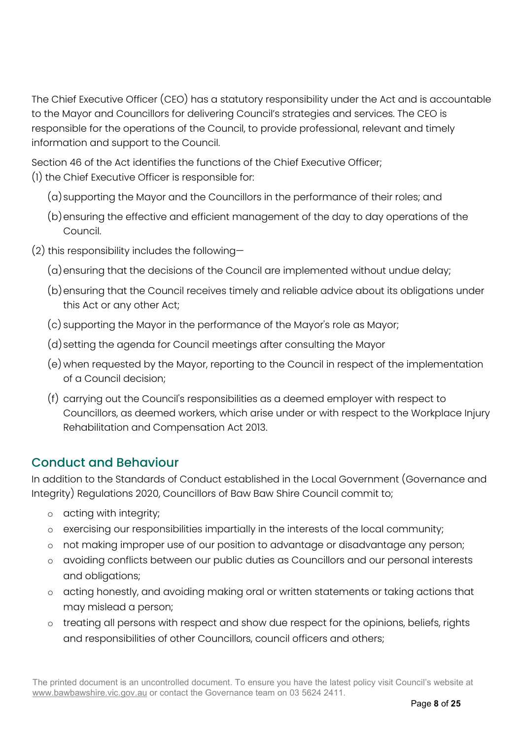The Chief Executive Officer (CEO) has a statutory responsibility under the Act and is accountable to the Mayor and Councillors for delivering Council's strategies and services. The CEO is responsible for the operations of the Council, to provide professional, relevant and timely information and support to the Council.

Section 46 of the Act identifies the functions of the Chief Executive Officer;

(1) the Chief Executive Officer is responsible for:

- (a) supporting the Mayor and the Councillors in the performance of their roles; and
- (b) ensuring the effective and efficient management of the day to day operations of the Council.

(2) this responsibility includes the following—

- (a) ensuring that the decisions of the Council are implemented without undue delay;
- (b) ensuring that the Council receives timely and reliable advice about its obligations under this Act or any other Act;
- (c) supporting the Mayor in the performance of the Mayor's role as Mayor;
- (d) setting the agenda for Council meetings after consulting the Mayor
- (e) when requested by the Mayor, reporting to the Council in respect of the implementation of a Council decision;
- (f) carrying out the Council's responsibilities as a deemed employer with respect to Councillors, as deemed workers, which arise under or with respect to the Workplace Injury Rehabilitation and Compensation Act 2013.

## Conduct and Behaviour

In addition to the Standards of Conduct established in the Local Government (Governance and Integrity) Regulations 2020, Councillors of Baw Baw Shire Council commit to;

- acting with integrity;
- exercising our responsibilities impartially in the interests of the local community;
- not making improper use of our position to advantage or disadvantage any person;
- avoiding conflicts between our public duties as Councillors and our personal interests and obligations;
- acting honestly, and avoiding making oral or written statements or taking actions that may mislead a person;
- treating all persons with respect and show due respect for the opinions, beliefs, rights and responsibilities of other Councillors, council officers and others;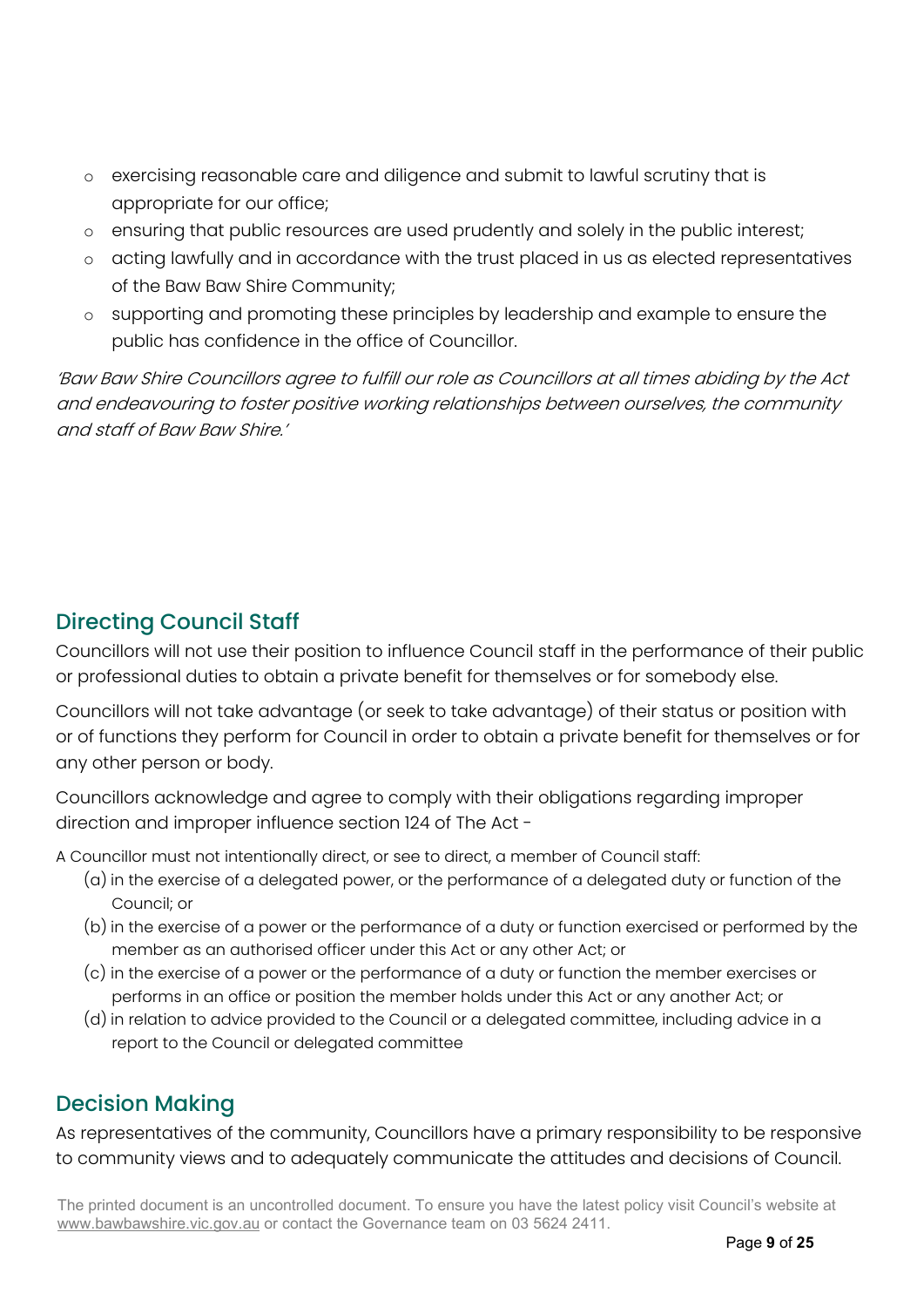- exercising reasonable care and diligence and submit to lawful scrutiny that is appropriate for our office;
- ensuring that public resources are used prudently and solely in the public interest;
- acting lawfully and in accordance with the trust placed in us as elected representatives of the Baw Baw Shire Community;
- supporting and promoting these principles by leadership and example to ensure the public has confidence in the office of Councillor.

*'Baw Baw Shire Councillors agree to fulfill our role as Councillors at all times abiding by the Act and endeavouring to foster positive working relationships between ourselves, the community and staff of Baw Baw Shire.'*

## Directing Council Staff

Councillors will not use their position to influence Council staff in the performance of their public or professional duties to obtain a private benefit for themselves or for somebody else.

Councillors will not take advantage (or seek to take advantage) of their status or position with or of functions they perform for Council in order to obtain a private benefit for themselves or for any other person or body.

Councillors acknowledge and agree to comply with their obligations regarding improper direction and improper influence section 124 of The Act -

A Councillor must not intentionally direct, or see to direct, a member of Council staff:

(a) in the exercise of a delegated power, or the performance of a delegated duty or function of the Council; or

(b) in the exercise of a power or the performance of a duty or function exercised or performed by the member as an authorised officer under this Act or any other Act; or

(c) in the exercise of a power or the performance of a duty or function the member exercises or performs in an office or position the member holds under this Act or any another Act; or

(d) in relation to advice provided to the Council or a delegated committee, including advice in a report to the Council or delegated committee

## Decision Making

As representatives of the community, Councillors have a primary responsibility to be responsive to community views and to adequately communicate the attitudes and decisions of Council.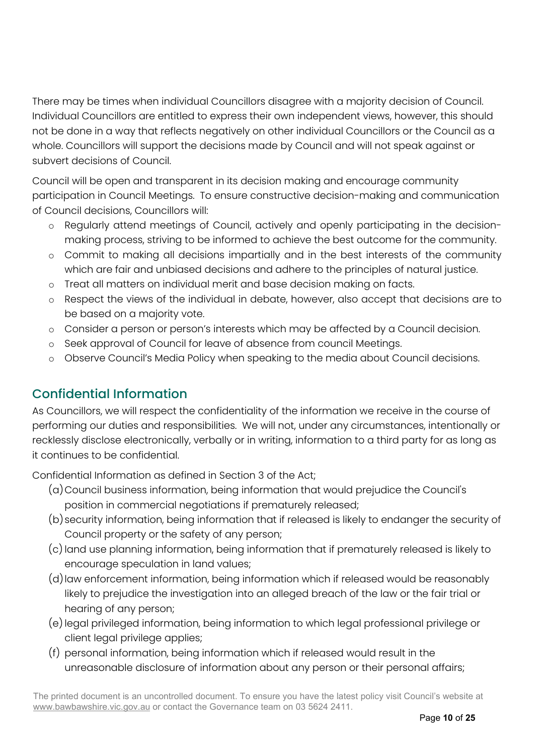There may be times when individual Councillors disagree with a majority decision of Council. Individual Councillors are entitled to express their own independent views, however, this should not be done in a way that reflects negatively on other individual Councillors or the Council as a whole. Councillors will support the decisions made by Council and will not speak against or subvert decisions of Council.

Council will be open and transparent in its decision making and encourage community participation in Council Meetings. To ensure constructive decision-making and communication of Council decisions, Councillors will:

- Regularly attend meetings of Council, actively and openly participating in the decision-making process, striving to be informed to achieve the best outcome for the community.
- Commit to making all decisions impartially and in the best interests of the community which are fair and unbiased decisions and adhere to the principles of natural justice.
- Treat all matters on individual merit and base decision making on facts.
- Respect the views of the individual in debate, however, also accept that decisions are to be based on a majority vote.
- Consider a person or person's interests which may be affected by a Council decision.
- Seek approval of Council for leave of absence from council Meetings.
- Observe Council's Media Policy when speaking to the media about Council decisions.

## Confidential Information

As Councillors, we will respect the confidentiality of the information we receive in the course of performing our duties and responsibilities. We will not, under any circumstances, intentionally or recklessly disclose electronically, verbally or in writing, information to a third party for as long as it continues to be confidential.

Confidential Information as defined in Section 3 of the Act;

(a) Council business information, being information that would prejudice the Council's position in commercial negotiations if prematurely released;

(b) security information, being information that if released is likely to endanger the security of Council property or the safety of any person;

(c) land use planning information, being information that if prematurely released is likely to encourage speculation in land values;

(d) law enforcement information, being information which if released would be reasonably likely to prejudice the investigation into an alleged breach of the law or the fair trial or hearing of any person;

(e) legal privileged information, being information to which legal professional privilege or client legal privilege applies;

(f) personal information, being information which if released would result in the unreasonable disclosure of information about any person or their personal affairs;

The printed document is an uncontrolled document. To ensure you have the latest policy visit Council's website at www.bawbawshire.vic.gov.au or contact the Governance team on 03 5624 2411.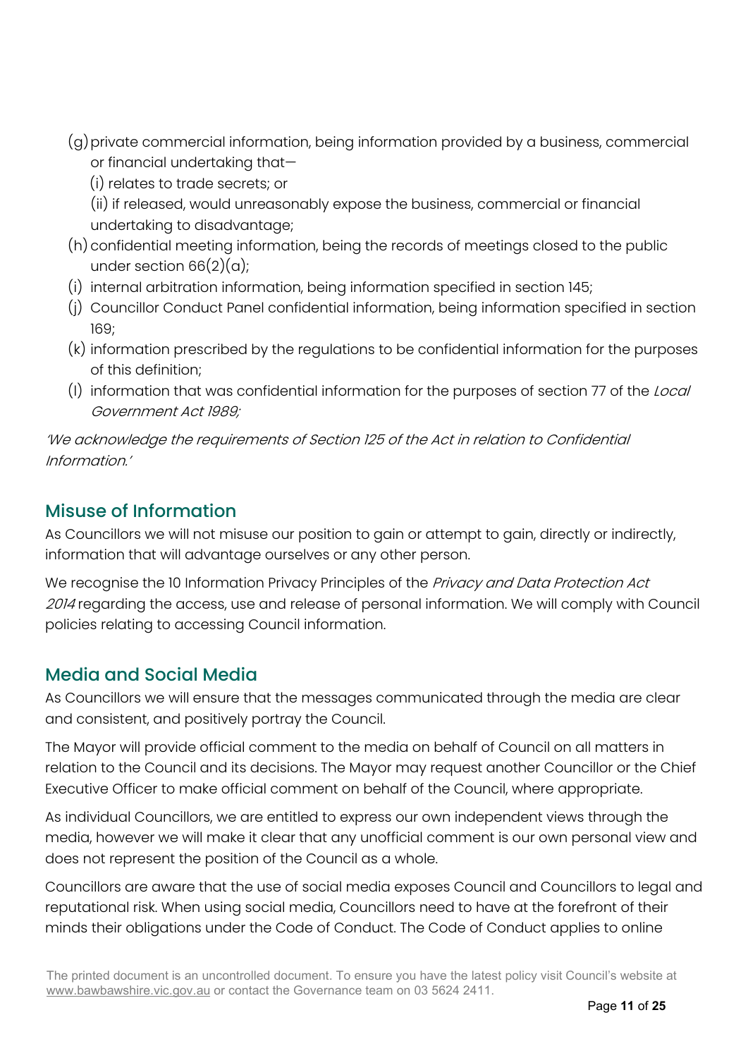(g) private commercial information, being information provided by a business, commercial or financial undertaking that—
   (i) relates to trade secrets; or
   (ii) if released, would unreasonably expose the business, commercial or financial undertaking to disadvantage;

(h) confidential meeting information, being the records of meetings closed to the public under section 66(2)(a);

(i) internal arbitration information, being information specified in section 145;

(j) Councillor Conduct Panel confidential information, being information specified in section 169;

(k) information prescribed by the regulations to be confidential information for the purposes of this definition;

(l) information that was confidential information for the purposes of section 77 of the *Local Government Act 1989;*

*'We acknowledge the requirements of Section 125 of the Act in relation to Confidential Information.'*

## Misuse of Information

As Councillors we will not misuse our position to gain or attempt to gain, directly or indirectly, information that will advantage ourselves or any other person.

We recognise the 10 Information Privacy Principles of the *Privacy and Data Protection Act 2014* regarding the access, use and release of personal information. We will comply with Council policies relating to accessing Council information.

## Media and Social Media

As Councillors we will ensure that the messages communicated through the media are clear and consistent, and positively portray the Council.

The Mayor will provide official comment to the media on behalf of Council on all matters in relation to the Council and its decisions. The Mayor may request another Councillor or the Chief Executive Officer to make official comment on behalf of the Council, where appropriate.

As individual Councillors, we are entitled to express our own independent views through the media, however we will make it clear that any unofficial comment is our own personal view and does not represent the position of the Council as a whole.

Councillors are aware that the use of social media exposes Council and Councillors to legal and reputational risk. When using social media, Councillors need to have at the forefront of their minds their obligations under the Code of Conduct. The Code of Conduct applies to online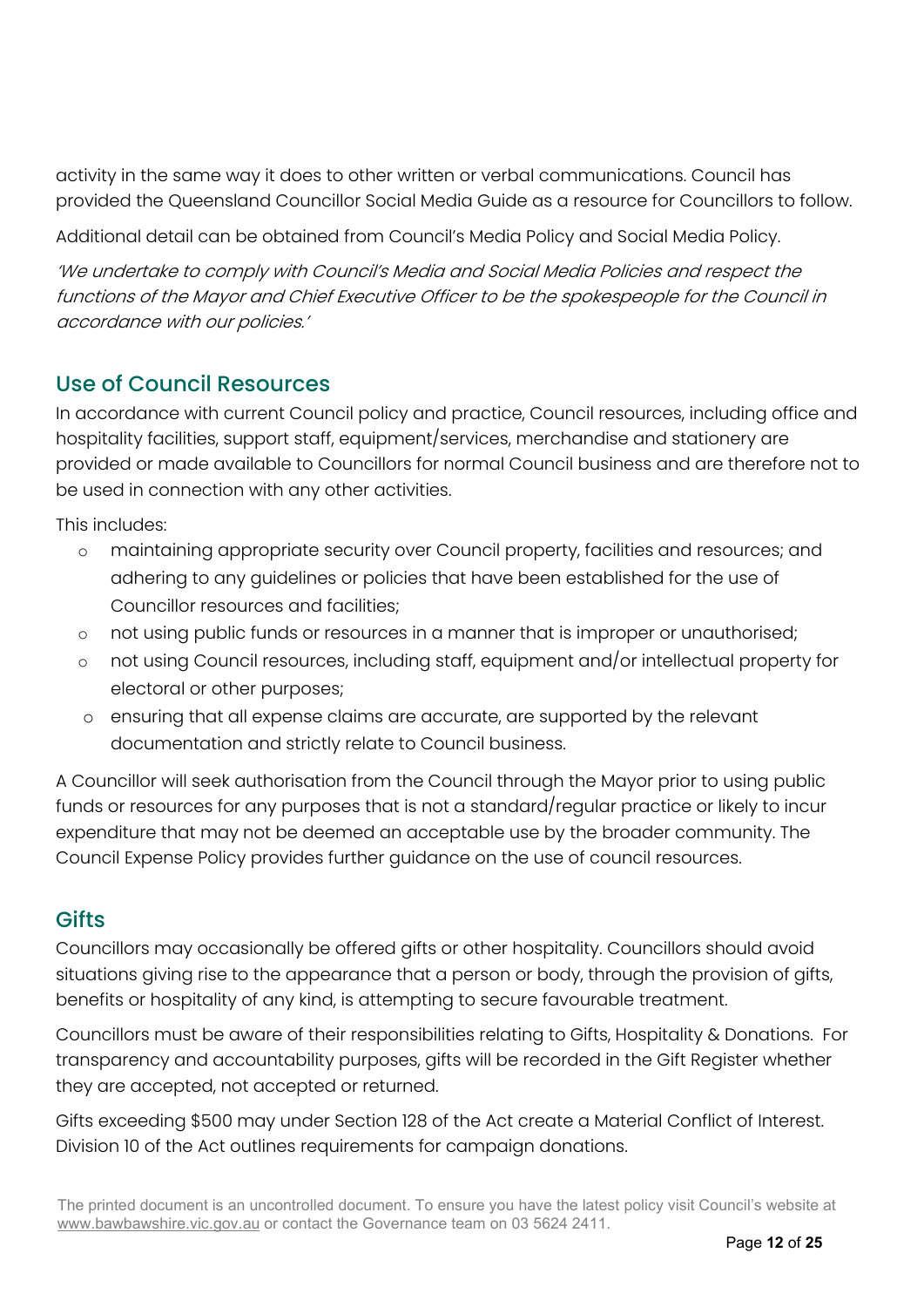activity in the same way it does to other written or verbal communications. Council has provided the Queensland Councillor Social Media Guide as a resource for Councillors to follow.

Additional detail can be obtained from Council's Media Policy and Social Media Policy.

*'We undertake to comply with Council's Media and Social Media Policies and respect the functions of the Mayor and Chief Executive Officer to be the spokespeople for the Council in accordance with our policies.'*

## Use of Council Resources

In accordance with current Council policy and practice, Council resources, including office and hospitality facilities, support staff, equipment/services, merchandise and stationery are provided or made available to Councillors for normal Council business and are therefore not to be used in connection with any other activities.

This includes:

- maintaining appropriate security over Council property, facilities and resources; and adhering to any guidelines or policies that have been established for the use of Councillor resources and facilities;
- not using public funds or resources in a manner that is improper or unauthorised;
- not using Council resources, including staff, equipment and/or intellectual property for electoral or other purposes;
- ensuring that all expense claims are accurate, are supported by the relevant documentation and strictly relate to Council business.

A Councillor will seek authorisation from the Council through the Mayor prior to using public funds or resources for any purposes that is not a standard/regular practice or likely to incur expenditure that may not be deemed an acceptable use by the broader community. The Council Expense Policy provides further guidance on the use of council resources.

## Gifts

Councillors may occasionally be offered gifts or other hospitality. Councillors should avoid situations giving rise to the appearance that a person or body, through the provision of gifts, benefits or hospitality of any kind, is attempting to secure favourable treatment.

Councillors must be aware of their responsibilities relating to Gifts, Hospitality & Donations. For transparency and accountability purposes, gifts will be recorded in the Gift Register whether they are accepted, not accepted or returned.

Gifts exceeding $500 may under Section 128 of the Act create a Material Conflict of Interest. Division 10 of the Act outlines requirements for campaign donations.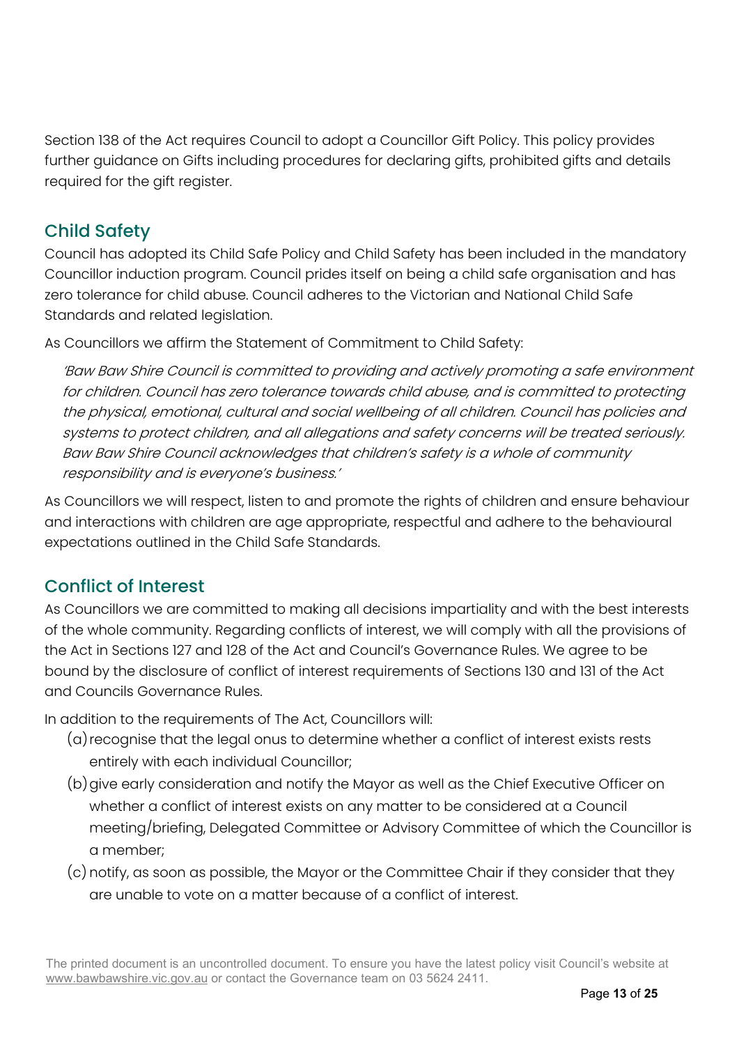Section 138 of the Act requires Council to adopt a Councillor Gift Policy. This policy provides further guidance on Gifts including procedures for declaring gifts, prohibited gifts and details required for the gift register.

## Child Safety

Council has adopted its Child Safe Policy and Child Safety has been included in the mandatory Councillor induction program. Council prides itself on being a child safe organisation and has zero tolerance for child abuse. Council adheres to the Victorian and National Child Safe Standards and related legislation.

As Councillors we affirm the Statement of Commitment to Child Safety:

> *'Baw Baw Shire Council is committed to providing and actively promoting a safe environment for children. Council has zero tolerance towards child abuse, and is committed to protecting the physical, emotional, cultural and social wellbeing of all children. Council has policies and systems to protect children, and all allegations and safety concerns will be treated seriously. Baw Baw Shire Council acknowledges that children's safety is a whole of community responsibility and is everyone's business.'*

As Councillors we will respect, listen to and promote the rights of children and ensure behaviour and interactions with children are age appropriate, respectful and adhere to the behavioural expectations outlined in the Child Safe Standards.

## Conflict of Interest

As Councillors we are committed to making all decisions impartiality and with the best interests of the whole community. Regarding conflicts of interest, we will comply with all the provisions of the Act in Sections 127 and 128 of the Act and Council's Governance Rules. We agree to be bound by the disclosure of conflict of interest requirements of Sections 130 and 131 of the Act and Councils Governance Rules.

In addition to the requirements of The Act, Councillors will:

(a) recognise that the legal onus to determine whether a conflict of interest exists rests entirely with each individual Councillor;

(b) give early consideration and notify the Mayor as well as the Chief Executive Officer on whether a conflict of interest exists on any matter to be considered at a Council meeting/briefing, Delegated Committee or Advisory Committee of which the Councillor is a member;

(c) notify, as soon as possible, the Mayor or the Committee Chair if they consider that they are unable to vote on a matter because of a conflict of interest.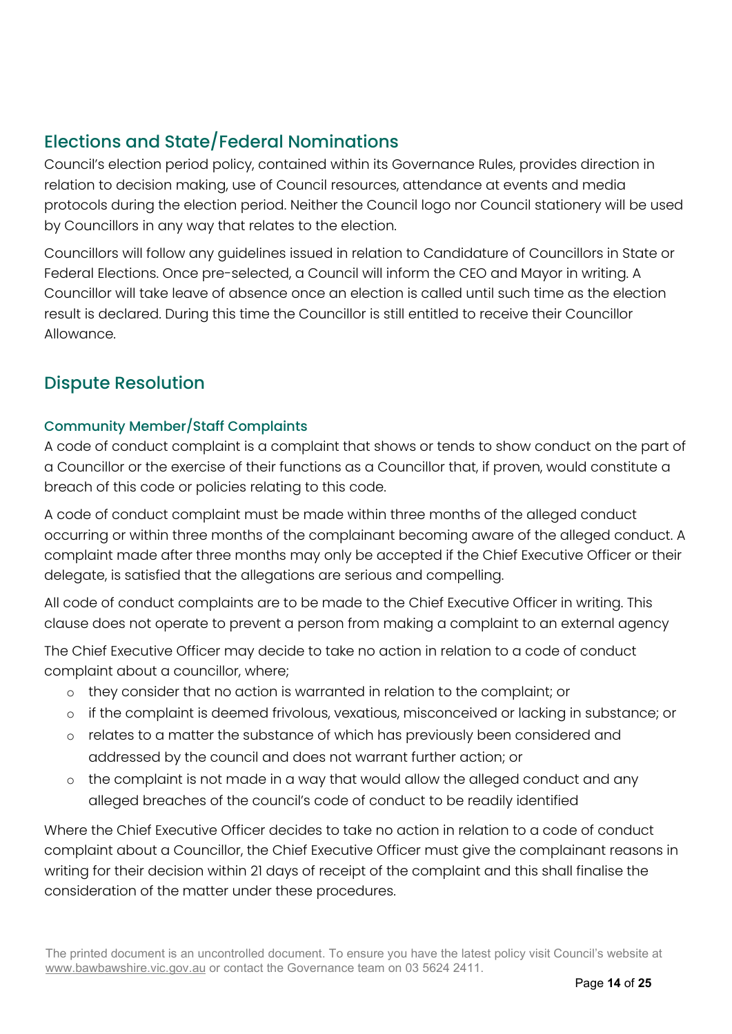## Elections and State/Federal Nominations

Council's election period policy, contained within its Governance Rules, provides direction in relation to decision making, use of Council resources, attendance at events and media protocols during the election period. Neither the Council logo nor Council stationery will be used by Councillors in any way that relates to the election.

Councillors will follow any guidelines issued in relation to Candidature of Councillors in State or Federal Elections. Once pre-selected, a Council will inform the CEO and Mayor in writing. A Councillor will take leave of absence once an election is called until such time as the election result is declared. During this time the Councillor is still entitled to receive their Councillor Allowance.

## Dispute Resolution

### Community Member/Staff Complaints

A code of conduct complaint is a complaint that shows or tends to show conduct on the part of a Councillor or the exercise of their functions as a Councillor that, if proven, would constitute a breach of this code or policies relating to this code.

A code of conduct complaint must be made within three months of the alleged conduct occurring or within three months of the complainant becoming aware of the alleged conduct. A complaint made after three months may only be accepted if the Chief Executive Officer or their delegate, is satisfied that the allegations are serious and compelling.

All code of conduct complaints are to be made to the Chief Executive Officer in writing. This clause does not operate to prevent a person from making a complaint to an external agency

The Chief Executive Officer may decide to take no action in relation to a code of conduct complaint about a councillor, where;

- they consider that no action is warranted in relation to the complaint; or
- if the complaint is deemed frivolous, vexatious, misconceived or lacking in substance; or
- relates to a matter the substance of which has previously been considered and addressed by the council and does not warrant further action; or
- the complaint is not made in a way that would allow the alleged conduct and any alleged breaches of the council's code of conduct to be readily identified

Where the Chief Executive Officer decides to take no action in relation to a code of conduct complaint about a Councillor, the Chief Executive Officer must give the complainant reasons in writing for their decision within 21 days of receipt of the complaint and this shall finalise the consideration of the matter under these procedures.

The printed document is an uncontrolled document. To ensure you have the latest policy visit Council's website at www.bawbawshire.vic.gov.au or contact the Governance team on 03 5624 2411.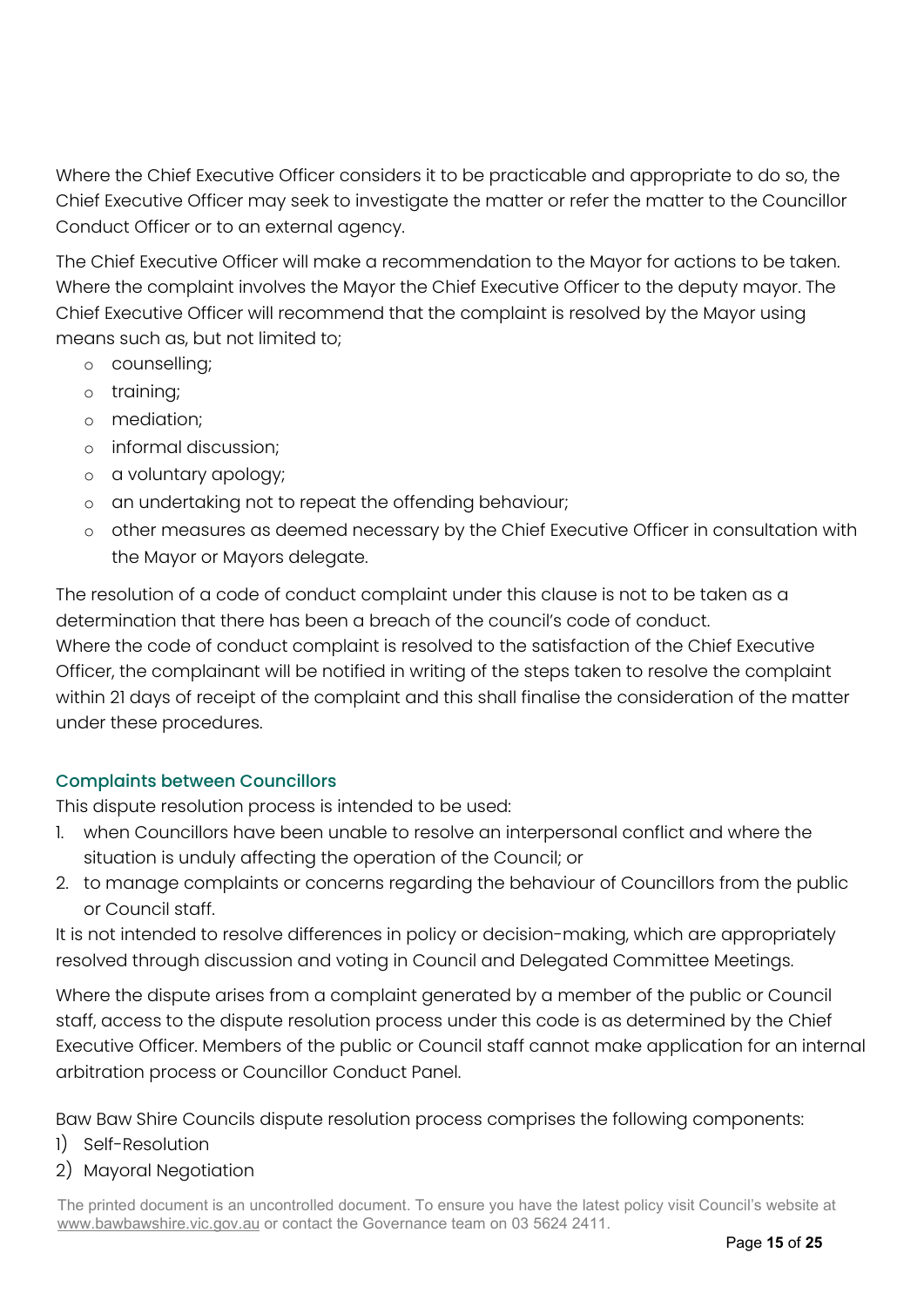Where the Chief Executive Officer considers it to be practicable and appropriate to do so, the Chief Executive Officer may seek to investigate the matter or refer the matter to the Councillor Conduct Officer or to an external agency.

The Chief Executive Officer will make a recommendation to the Mayor for actions to be taken. Where the complaint involves the Mayor the Chief Executive Officer to the deputy mayor. The Chief Executive Officer will recommend that the complaint is resolved by the Mayor using means such as, but not limited to;

- counselling;
- training;
- mediation;
- informal discussion;
- a voluntary apology;
- an undertaking not to repeat the offending behaviour;
- other measures as deemed necessary by the Chief Executive Officer in consultation with the Mayor or Mayors delegate.

The resolution of a code of conduct complaint under this clause is not to be taken as a determination that there has been a breach of the council's code of conduct.
Where the code of conduct complaint is resolved to the satisfaction of the Chief Executive Officer, the complainant will be notified in writing of the steps taken to resolve the complaint within 21 days of receipt of the complaint and this shall finalise the consideration of the matter under these procedures.

### Complaints between Councillors

This dispute resolution process is intended to be used:

1. when Councillors have been unable to resolve an interpersonal conflict and where the situation is unduly affecting the operation of the Council; or
2. to manage complaints or concerns regarding the behaviour of Councillors from the public or Council staff.

It is not intended to resolve differences in policy or decision-making, which are appropriately resolved through discussion and voting in Council and Delegated Committee Meetings.

Where the dispute arises from a complaint generated by a member of the public or Council staff, access to the dispute resolution process under this code is as determined by the Chief Executive Officer. Members of the public or Council staff cannot make application for an internal arbitration process or Councillor Conduct Panel.

Baw Baw Shire Councils dispute resolution process comprises the following components:

1) Self-Resolution
2) Mayoral Negotiation

The printed document is an uncontrolled document. To ensure you have the latest policy visit Council's website at www.bawbawshire.vic.gov.au or contact the Governance team on 03 5624 2411.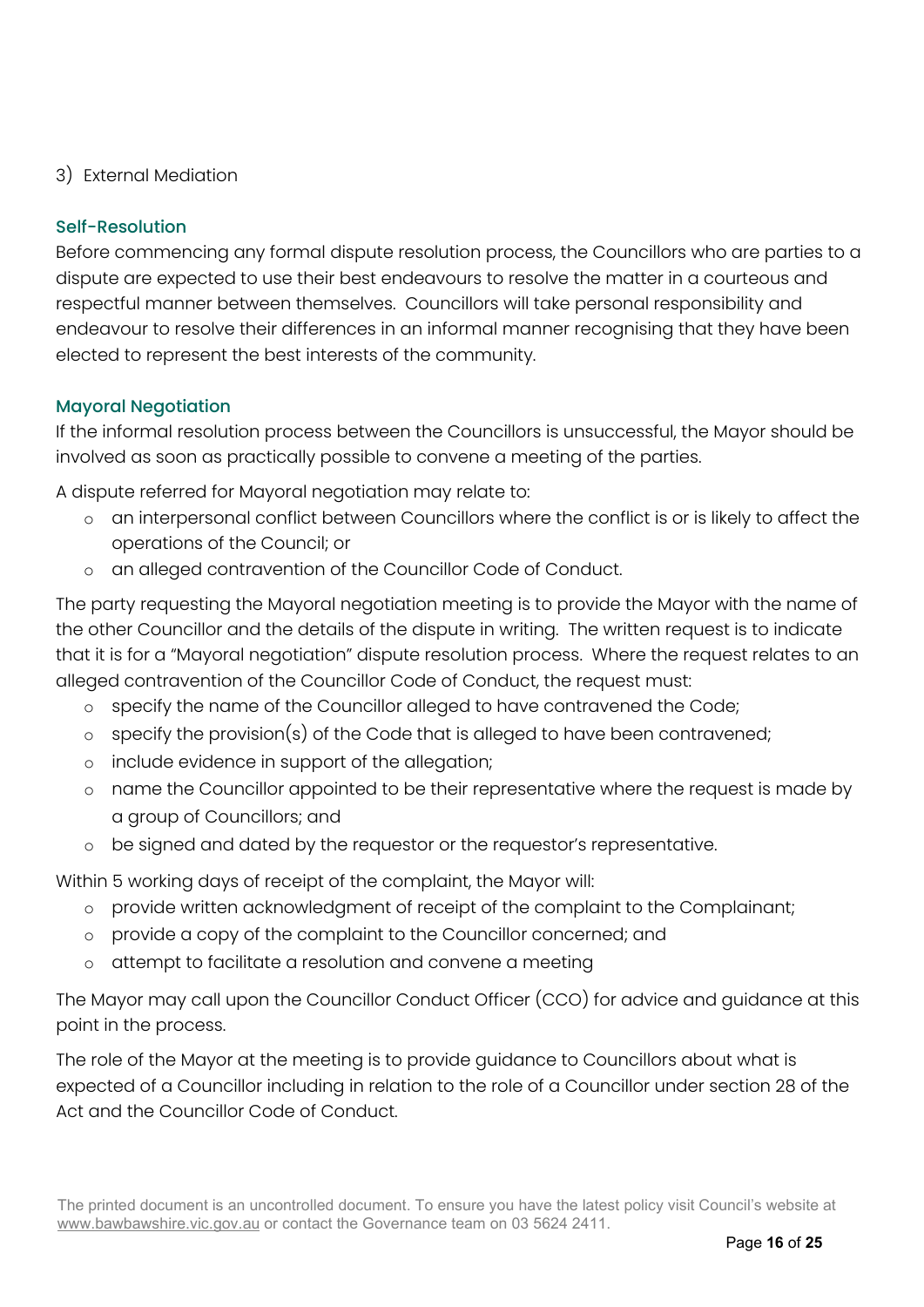3) External Mediation

### Self-Resolution

Before commencing any formal dispute resolution process, the Councillors who are parties to a dispute are expected to use their best endeavours to resolve the matter in a courteous and respectful manner between themselves. Councillors will take personal responsibility and endeavour to resolve their differences in an informal manner recognising that they have been elected to represent the best interests of the community.

### Mayoral Negotiation

If the informal resolution process between the Councillors is unsuccessful, the Mayor should be involved as soon as practically possible to convene a meeting of the parties.

A dispute referred for Mayoral negotiation may relate to:

- an interpersonal conflict between Councillors where the conflict is or is likely to affect the operations of the Council; or
- an alleged contravention of the Councillor Code of Conduct.

The party requesting the Mayoral negotiation meeting is to provide the Mayor with the name of the other Councillor and the details of the dispute in writing. The written request is to indicate that it is for a "Mayoral negotiation" dispute resolution process. Where the request relates to an alleged contravention of the Councillor Code of Conduct, the request must:

- specify the name of the Councillor alleged to have contravened the Code;
- specify the provision(s) of the Code that is alleged to have been contravened;
- include evidence in support of the allegation;
- name the Councillor appointed to be their representative where the request is made by a group of Councillors; and
- be signed and dated by the requestor or the requestor's representative.

Within 5 working days of receipt of the complaint, the Mayor will:

- provide written acknowledgment of receipt of the complaint to the Complainant;
- provide a copy of the complaint to the Councillor concerned; and
- attempt to facilitate a resolution and convene a meeting

The Mayor may call upon the Councillor Conduct Officer (CCO) for advice and guidance at this point in the process.

The role of the Mayor at the meeting is to provide guidance to Councillors about what is expected of a Councillor including in relation to the role of a Councillor under section 28 of the Act and the Councillor Code of Conduct.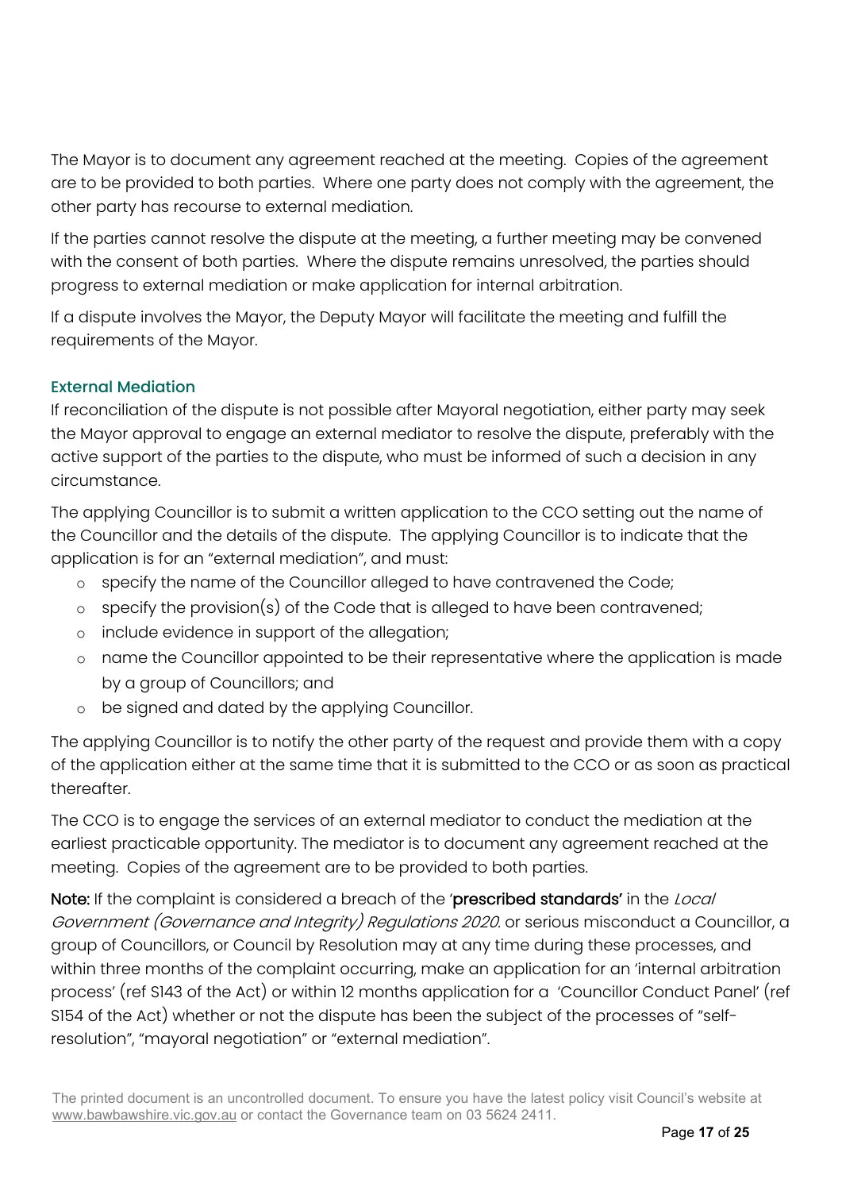The Mayor is to document any agreement reached at the meeting. Copies of the agreement are to be provided to both parties. Where one party does not comply with the agreement, the other party has recourse to external mediation.

If the parties cannot resolve the dispute at the meeting, a further meeting may be convened with the consent of both parties. Where the dispute remains unresolved, the parties should progress to external mediation or make application for internal arbitration.

If a dispute involves the Mayor, the Deputy Mayor will facilitate the meeting and fulfill the requirements of the Mayor.

### External Mediation

If reconciliation of the dispute is not possible after Mayoral negotiation, either party may seek the Mayor approval to engage an external mediator to resolve the dispute, preferably with the active support of the parties to the dispute, who must be informed of such a decision in any circumstance.

The applying Councillor is to submit a written application to the CCO setting out the name of the Councillor and the details of the dispute. The applying Councillor is to indicate that the application is for an "external mediation", and must:

- specify the name of the Councillor alleged to have contravened the Code;
- specify the provision(s) of the Code that is alleged to have been contravened;
- include evidence in support of the allegation;
- name the Councillor appointed to be their representative where the application is made by a group of Councillors; and
- be signed and dated by the applying Councillor.

The applying Councillor is to notify the other party of the request and provide them with a copy of the application either at the same time that it is submitted to the CCO or as soon as practical thereafter.

The CCO is to engage the services of an external mediator to conduct the mediation at the earliest practicable opportunity. The mediator is to document any agreement reached at the meeting. Copies of the agreement are to be provided to both parties.

**Note:** If the complaint is considered a breach of the '**prescribed standards**' in the *Local Government (Governance and Integrity) Regulations 2020*. or serious misconduct a Councillor, a group of Councillors, or Council by Resolution may at any time during these processes, and within three months of the complaint occurring, make an application for an 'internal arbitration process' (ref S143 of the Act) or within 12 months application for a 'Councillor Conduct Panel' (ref S154 of the Act) whether or not the dispute has been the subject of the processes of "self-resolution", "mayoral negotiation" or "external mediation".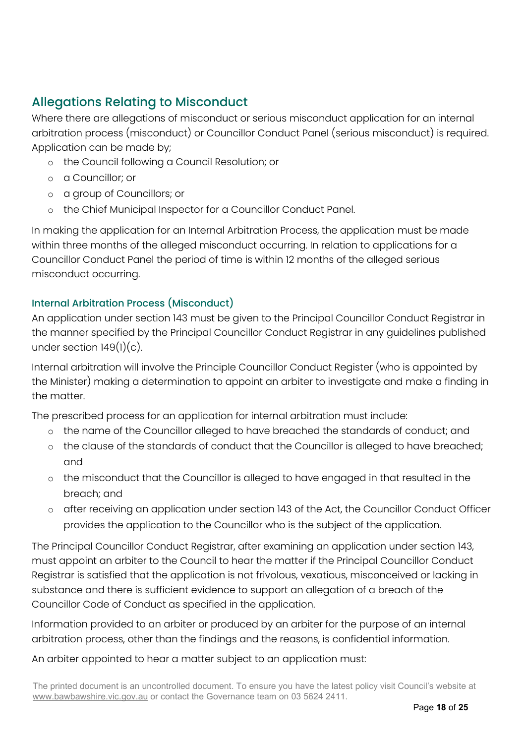## Allegations Relating to Misconduct

Where there are allegations of misconduct or serious misconduct application for an internal arbitration process (misconduct) or Councillor Conduct Panel (serious misconduct) is required. Application can be made by;

- the Council following a Council Resolution; or
- a Councillor; or
- a group of Councillors; or
- the Chief Municipal Inspector for a Councillor Conduct Panel.

In making the application for an Internal Arbitration Process, the application must be made within three months of the alleged misconduct occurring. In relation to applications for a Councillor Conduct Panel the period of time is within 12 months of the alleged serious misconduct occurring.

### Internal Arbitration Process (Misconduct)

An application under section 143 must be given to the Principal Councillor Conduct Registrar in the manner specified by the Principal Councillor Conduct Registrar in any guidelines published under section 149(1)(c).

Internal arbitration will involve the Principle Councillor Conduct Register (who is appointed by the Minister) making a determination to appoint an arbiter to investigate and make a finding in the matter.

The prescribed process for an application for internal arbitration must include:

- the name of the Councillor alleged to have breached the standards of conduct; and
- the clause of the standards of conduct that the Councillor is alleged to have breached; and
- the misconduct that the Councillor is alleged to have engaged in that resulted in the breach; and
- after receiving an application under section 143 of the Act, the Councillor Conduct Officer provides the application to the Councillor who is the subject of the application.

The Principal Councillor Conduct Registrar, after examining an application under section 143, must appoint an arbiter to the Council to hear the matter if the Principal Councillor Conduct Registrar is satisfied that the application is not frivolous, vexatious, misconceived or lacking in substance and there is sufficient evidence to support an allegation of a breach of the Councillor Code of Conduct as specified in the application.

Information provided to an arbiter or produced by an arbiter for the purpose of an internal arbitration process, other than the findings and the reasons, is confidential information.

An arbiter appointed to hear a matter subject to an application must: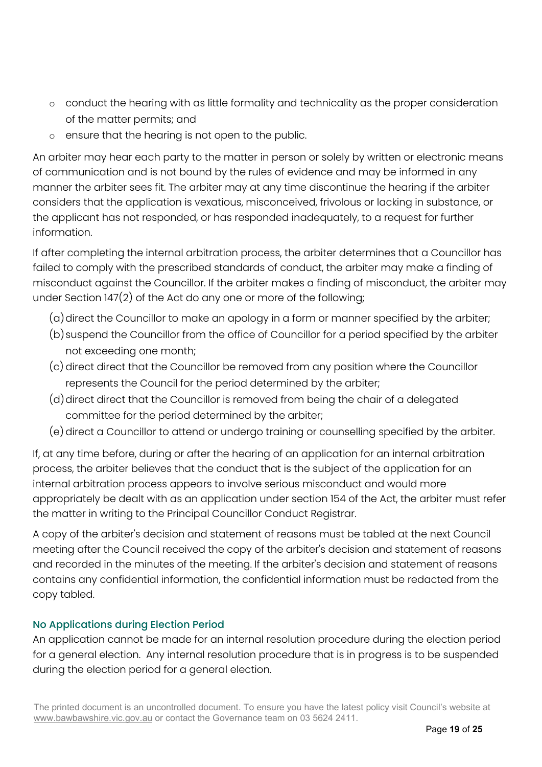- conduct the hearing with as little formality and technicality as the proper consideration of the matter permits; and
- ensure that the hearing is not open to the public.

An arbiter may hear each party to the matter in person or solely by written or electronic means of communication and is not bound by the rules of evidence and may be informed in any manner the arbiter sees fit. The arbiter may at any time discontinue the hearing if the arbiter considers that the application is vexatious, misconceived, frivolous or lacking in substance, or the applicant has not responded, or has responded inadequately, to a request for further information.

If after completing the internal arbitration process, the arbiter determines that a Councillor has failed to comply with the prescribed standards of conduct, the arbiter may make a finding of misconduct against the Councillor. If the arbiter makes a finding of misconduct, the arbiter may under Section 147(2) of the Act do any one or more of the following;

(a) direct the Councillor to make an apology in a form or manner specified by the arbiter;
(b) suspend the Councillor from the office of Councillor for a period specified by the arbiter not exceeding one month;
(c) direct direct that the Councillor be removed from any position where the Councillor represents the Council for the period determined by the arbiter;
(d) direct direct that the Councillor is removed from being the chair of a delegated committee for the period determined by the arbiter;
(e) direct a Councillor to attend or undergo training or counselling specified by the arbiter.

If, at any time before, during or after the hearing of an application for an internal arbitration process, the arbiter believes that the conduct that is the subject of the application for an internal arbitration process appears to involve serious misconduct and would more appropriately be dealt with as an application under section 154 of the Act, the arbiter must refer the matter in writing to the Principal Councillor Conduct Registrar.

A copy of the arbiter's decision and statement of reasons must be tabled at the next Council meeting after the Council received the copy of the arbiter's decision and statement of reasons and recorded in the minutes of the meeting. If the arbiter's decision and statement of reasons contains any confidential information, the confidential information must be redacted from the copy tabled.

### No Applications during Election Period

An application cannot be made for an internal resolution procedure during the election period for a general election. Any internal resolution procedure that is in progress is to be suspended during the election period for a general election.

The printed document is an uncontrolled document. To ensure you have the latest policy visit Council's website at www.bawbawshire.vic.gov.au or contact the Governance team on 03 5624 2411.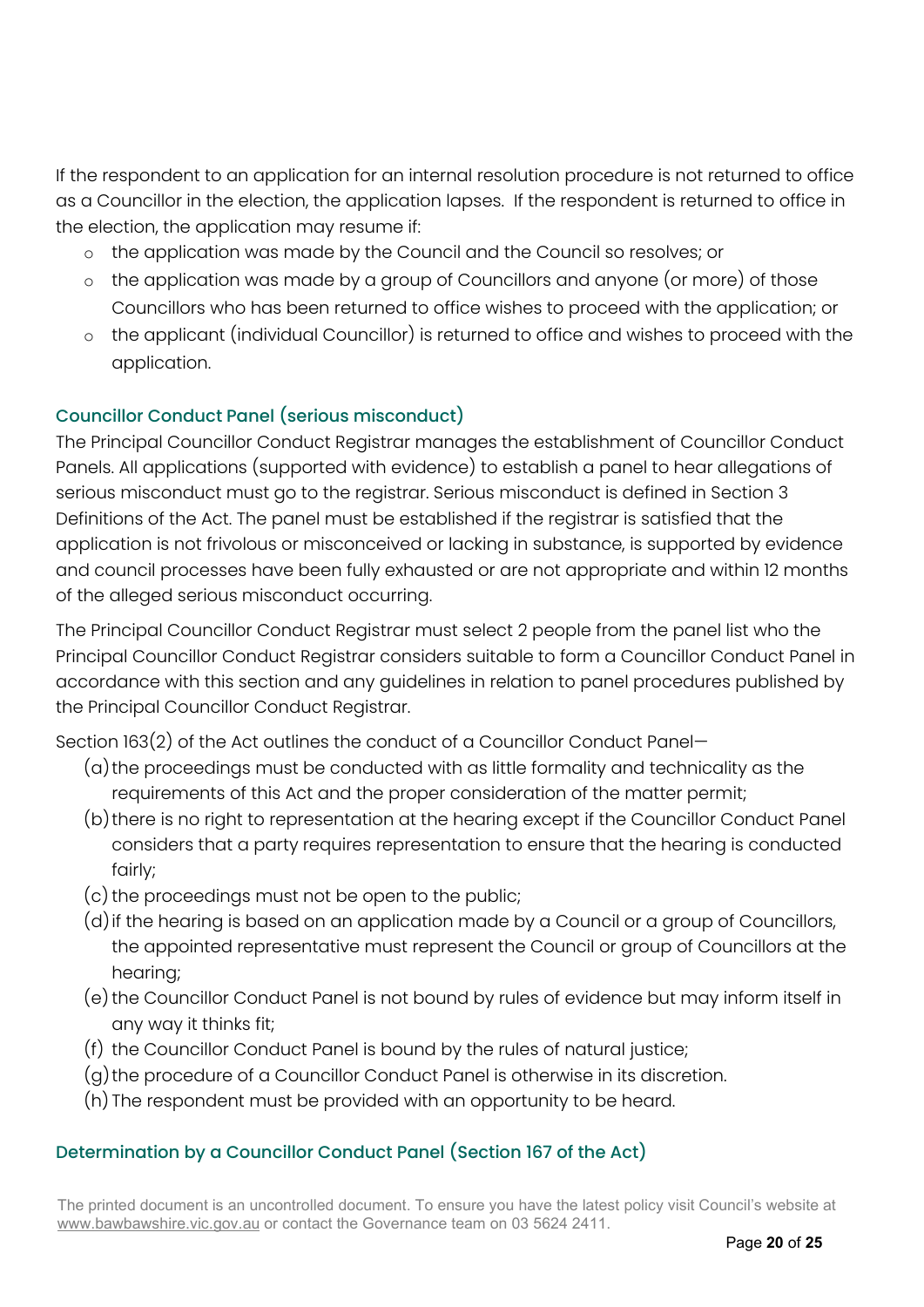If the respondent to an application for an internal resolution procedure is not returned to office as a Councillor in the election, the application lapses. If the respondent is returned to office in the election, the application may resume if:

- the application was made by the Council and the Council so resolves; or
- the application was made by a group of Councillors and anyone (or more) of those Councillors who has been returned to office wishes to proceed with the application; or
- the applicant (individual Councillor) is returned to office and wishes to proceed with the application.

### Councillor Conduct Panel (serious misconduct)

The Principal Councillor Conduct Registrar manages the establishment of Councillor Conduct Panels. All applications (supported with evidence) to establish a panel to hear allegations of serious misconduct must go to the registrar. Serious misconduct is defined in Section 3 Definitions of the Act. The panel must be established if the registrar is satisfied that the application is not frivolous or misconceived or lacking in substance, is supported by evidence and council processes have been fully exhausted or are not appropriate and within 12 months of the alleged serious misconduct occurring.

The Principal Councillor Conduct Registrar must select 2 people from the panel list who the Principal Councillor Conduct Registrar considers suitable to form a Councillor Conduct Panel in accordance with this section and any guidelines in relation to panel procedures published by the Principal Councillor Conduct Registrar.

Section 163(2) of the Act outlines the conduct of a Councillor Conduct Panel—

(a) the proceedings must be conducted with as little formality and technicality as the requirements of this Act and the proper consideration of the matter permit;

(b) there is no right to representation at the hearing except if the Councillor Conduct Panel considers that a party requires representation to ensure that the hearing is conducted fairly;

(c) the proceedings must not be open to the public;

(d) if the hearing is based on an application made by a Council or a group of Councillors, the appointed representative must represent the Council or group of Councillors at the hearing;

(e) the Councillor Conduct Panel is not bound by rules of evidence but may inform itself in any way it thinks fit;

(f) the Councillor Conduct Panel is bound by the rules of natural justice;

(g) the procedure of a Councillor Conduct Panel is otherwise in its discretion.

(h) The respondent must be provided with an opportunity to be heard.

### Determination by a Councillor Conduct Panel (Section 167 of the Act)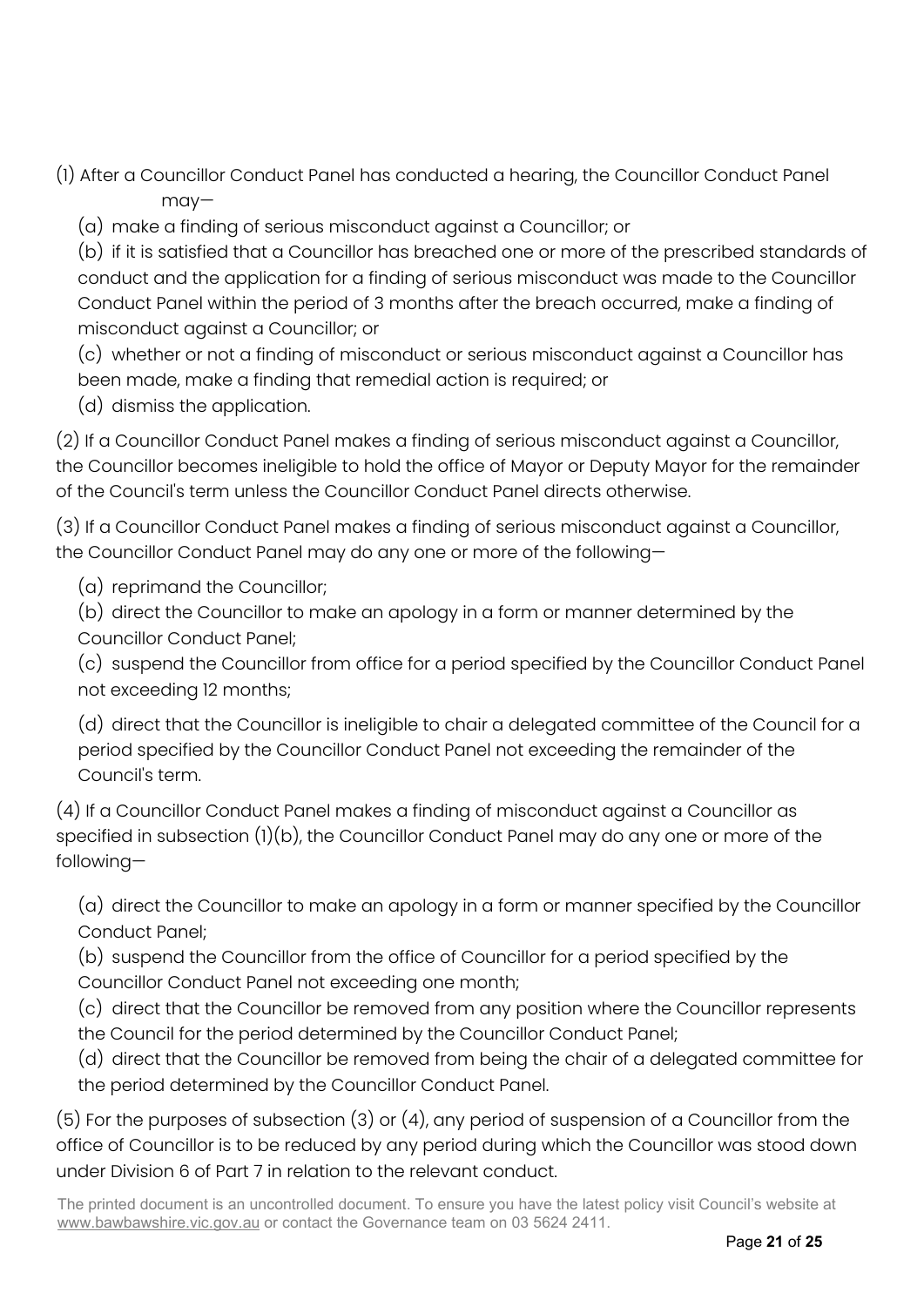(1) After a Councillor Conduct Panel has conducted a hearing, the Councillor Conduct Panel may—

(a) make a finding of serious misconduct against a Councillor; or

(b) if it is satisfied that a Councillor has breached one or more of the prescribed standards of conduct and the application for a finding of serious misconduct was made to the Councillor Conduct Panel within the period of 3 months after the breach occurred, make a finding of misconduct against a Councillor; or

(c) whether or not a finding of misconduct or serious misconduct against a Councillor has been made, make a finding that remedial action is required; or

(d) dismiss the application.

(2) If a Councillor Conduct Panel makes a finding of serious misconduct against a Councillor, the Councillor becomes ineligible to hold the office of Mayor or Deputy Mayor for the remainder of the Council's term unless the Councillor Conduct Panel directs otherwise.

(3) If a Councillor Conduct Panel makes a finding of serious misconduct against a Councillor, the Councillor Conduct Panel may do any one or more of the following—

(a) reprimand the Councillor;

(b) direct the Councillor to make an apology in a form or manner determined by the Councillor Conduct Panel;

(c) suspend the Councillor from office for a period specified by the Councillor Conduct Panel not exceeding 12 months;

(d) direct that the Councillor is ineligible to chair a delegated committee of the Council for a period specified by the Councillor Conduct Panel not exceeding the remainder of the Council's term.

(4) If a Councillor Conduct Panel makes a finding of misconduct against a Councillor as specified in subsection (1)(b), the Councillor Conduct Panel may do any one or more of the following—

(a) direct the Councillor to make an apology in a form or manner specified by the Councillor Conduct Panel;

(b) suspend the Councillor from the office of Councillor for a period specified by the Councillor Conduct Panel not exceeding one month;

(c) direct that the Councillor be removed from any position where the Councillor represents the Council for the period determined by the Councillor Conduct Panel;

(d) direct that the Councillor be removed from being the chair of a delegated committee for the period determined by the Councillor Conduct Panel.

(5) For the purposes of subsection (3) or (4), any period of suspension of a Councillor from the office of Councillor is to be reduced by any period during which the Councillor was stood down under Division 6 of Part 7 in relation to the relevant conduct.

The printed document is an uncontrolled document. To ensure you have the latest policy visit Council's website at www.bawbawshire.vic.gov.au or contact the Governance team on 03 5624 2411.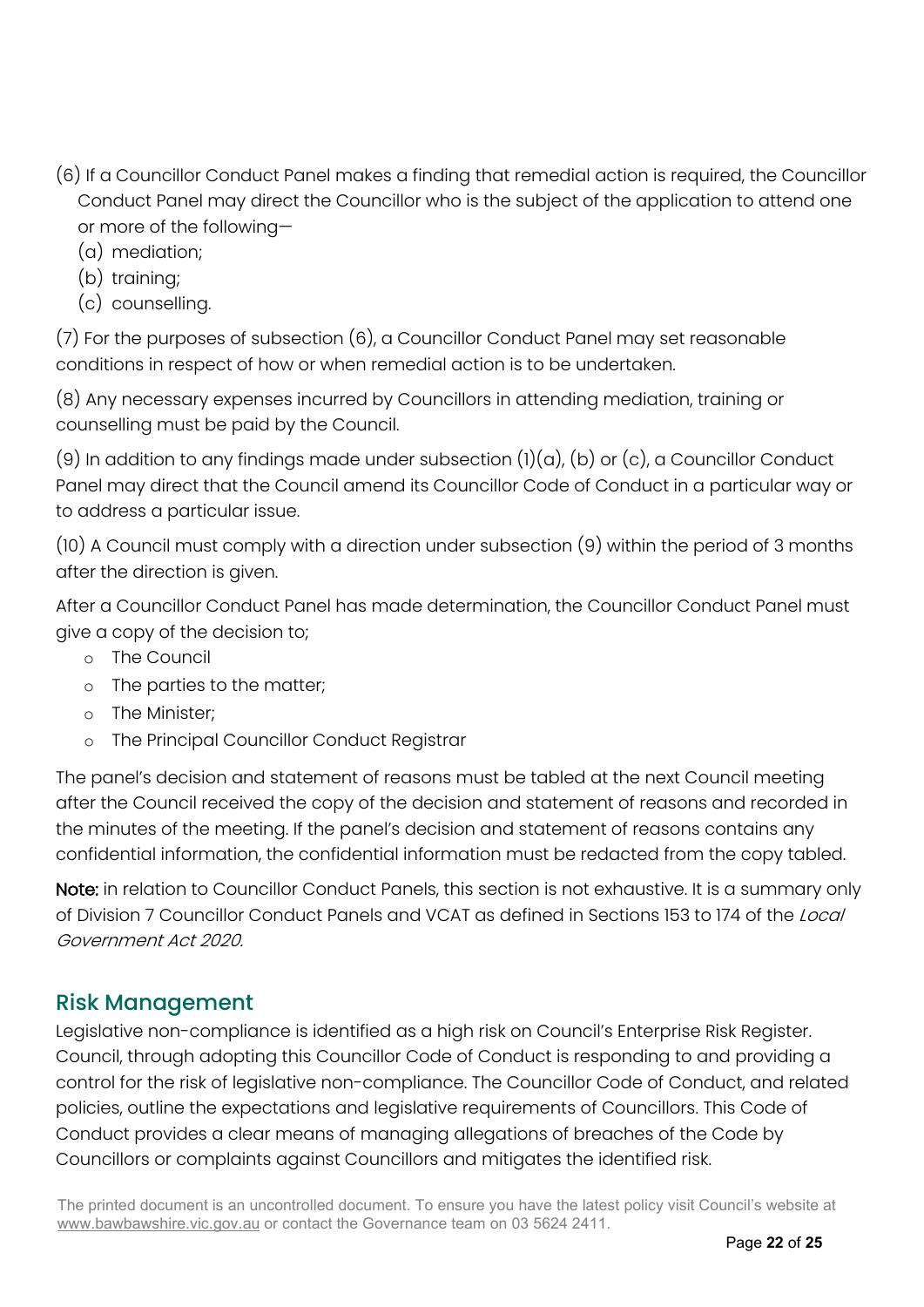(6) If a Councillor Conduct Panel makes a finding that remedial action is required, the Councillor Conduct Panel may direct the Councillor who is the subject of the application to attend one or more of the following—

(a) mediation;
(b) training;
(c) counselling.

(7) For the purposes of subsection (6), a Councillor Conduct Panel may set reasonable conditions in respect of how or when remedial action is to be undertaken.

(8) Any necessary expenses incurred by Councillors in attending mediation, training or counselling must be paid by the Council.

(9) In addition to any findings made under subsection (1)(a), (b) or (c), a Councillor Conduct Panel may direct that the Council amend its Councillor Code of Conduct in a particular way or to address a particular issue.

(10) A Council must comply with a direction under subsection (9) within the period of 3 months after the direction is given.

After a Councillor Conduct Panel has made determination, the Councillor Conduct Panel must give a copy of the decision to;

- The Council
- The parties to the matter;
- The Minister;
- The Principal Councillor Conduct Registrar

The panel's decision and statement of reasons must be tabled at the next Council meeting after the Council received the copy of the decision and statement of reasons and recorded in the minutes of the meeting. If the panel's decision and statement of reasons contains any confidential information, the confidential information must be redacted from the copy tabled.

**Note:** in relation to Councillor Conduct Panels, this section is not exhaustive. It is a summary only of Division 7 Councillor Conduct Panels and VCAT as defined in Sections 153 to 174 of the *Local Government Act 2020.*

## Risk Management

Legislative non-compliance is identified as a high risk on Council's Enterprise Risk Register. Council, through adopting this Councillor Code of Conduct is responding to and providing a control for the risk of legislative non-compliance. The Councillor Code of Conduct, and related policies, outline the expectations and legislative requirements of Councillors. This Code of Conduct provides a clear means of managing allegations of breaches of the Code by Councillors or complaints against Councillors and mitigates the identified risk.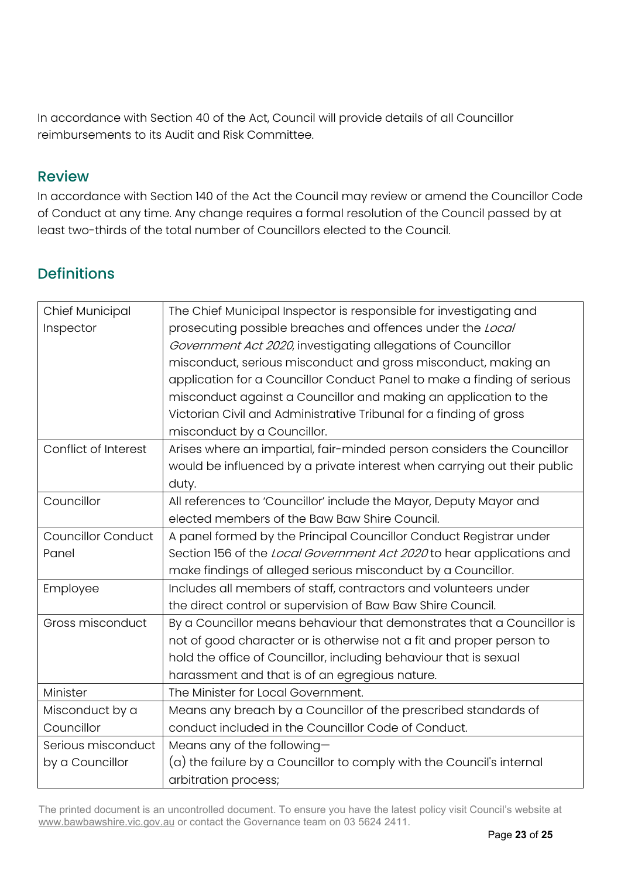In accordance with Section 40 of the Act, Council will provide details of all Councillor reimbursements to its Audit and Risk Committee.

## Review

In accordance with Section 140 of the Act the Council may review or amend the Councillor Code of Conduct at any time. Any change requires a formal resolution of the Council passed by at least two-thirds of the total number of Councillors elected to the Council.

## Definitions

| | |
|---|---|
| Chief Municipal Inspector | The Chief Municipal Inspector is responsible for investigating and prosecuting possible breaches and offences under the *Local Government Act 2020*, investigating allegations of Councillor misconduct, serious misconduct and gross misconduct, making an application for a Councillor Conduct Panel to make a finding of serious misconduct against a Councillor and making an application to the Victorian Civil and Administrative Tribunal for a finding of gross misconduct by a Councillor. |
| Conflict of Interest | Arises where an impartial, fair-minded person considers the Councillor would be influenced by a private interest when carrying out their public duty. |
| Councillor | All references to 'Councillor' include the Mayor, Deputy Mayor and elected members of the Baw Baw Shire Council. |
| Councillor Conduct Panel | A panel formed by the Principal Councillor Conduct Registrar under Section 156 of the *Local Government Act 2020* to hear applications and make findings of alleged serious misconduct by a Councillor. |
| Employee | Includes all members of staff, contractors and volunteers under the direct control or supervision of Baw Baw Shire Council. |
| Gross misconduct | By a Councillor means behaviour that demonstrates that a Councillor is not of good character or is otherwise not a fit and proper person to hold the office of Councillor, including behaviour that is sexual harassment and that is of an egregious nature. |
| Minister | The Minister for Local Government. |
| Misconduct by a Councillor | Means any breach by a Councillor of the prescribed standards of conduct included in the Councillor Code of Conduct. |
| Serious misconduct by a Councillor | Means any of the following—<br>(a) the failure by a Councillor to comply with the Council's internal arbitration process; |

The printed document is an uncontrolled document. To ensure you have the latest policy visit Council's website at www.bawbawshire.vic.gov.au or contact the Governance team on 03 5624 2411.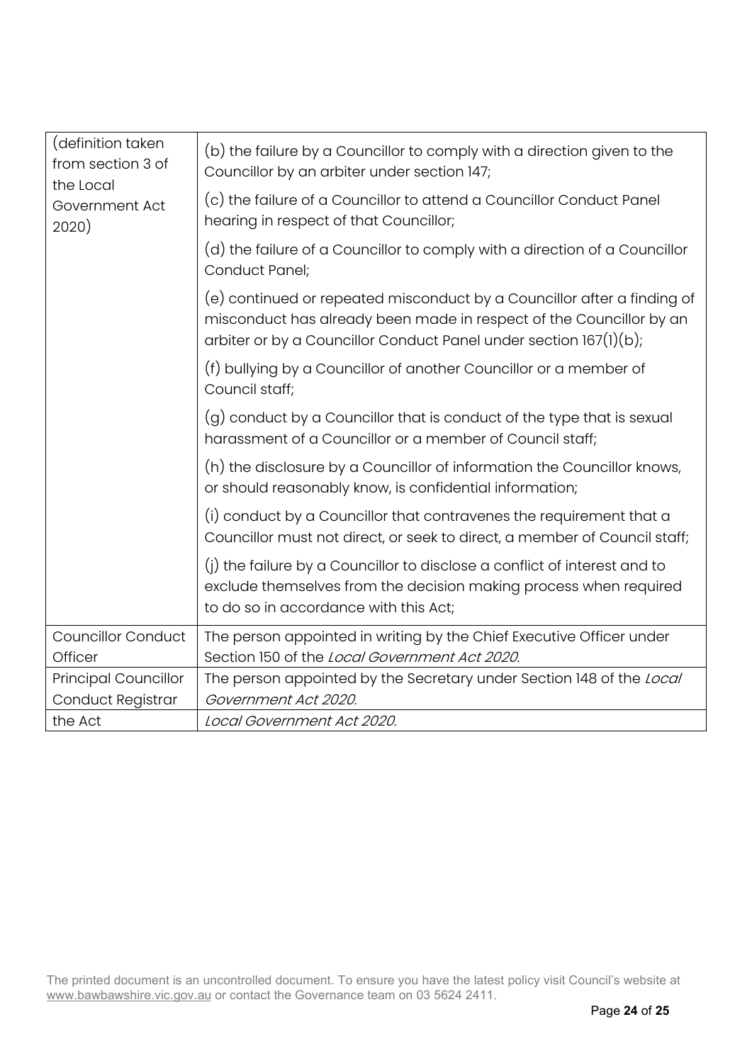| | |
|---|---|
| (definition taken from section 3 of the Local Government Act 2020) | (b) the failure by a Councillor to comply with a direction given to the Councillor by an arbiter under section 147;<br><br>(c) the failure of a Councillor to attend a Councillor Conduct Panel hearing in respect of that Councillor;<br><br>(d) the failure of a Councillor to comply with a direction of a Councillor Conduct Panel;<br><br>(e) continued or repeated misconduct by a Councillor after a finding of misconduct has already been made in respect of the Councillor by an arbiter or by a Councillor Conduct Panel under section 167(1)(b);<br><br>(f) bullying by a Councillor of another Councillor or a member of Council staff;<br><br>(g) conduct by a Councillor that is conduct of the type that is sexual harassment of a Councillor or a member of Council staff;<br><br>(h) the disclosure by a Councillor of information the Councillor knows, or should reasonably know, is confidential information;<br><br>(i) conduct by a Councillor that contravenes the requirement that a Councillor must not direct, or seek to direct, a member of Council staff;<br><br>(j) the failure by a Councillor to disclose a conflict of interest and to exclude themselves from the decision making process when required to do so in accordance with this Act; |
| Councillor Conduct Officer | The person appointed in writing by the Chief Executive Officer under Section 150 of the *Local Government Act 2020*. |
| Principal Councillor Conduct Registrar | The person appointed by the Secretary under Section 148 of the *Local Government Act 2020*. |
| the Act | *Local Government Act 2020*. |

The printed document is an uncontrolled document. To ensure you have the latest policy visit Council's website at www.bawbawshire.vic.gov.au or contact the Governance team on 03 5624 2411.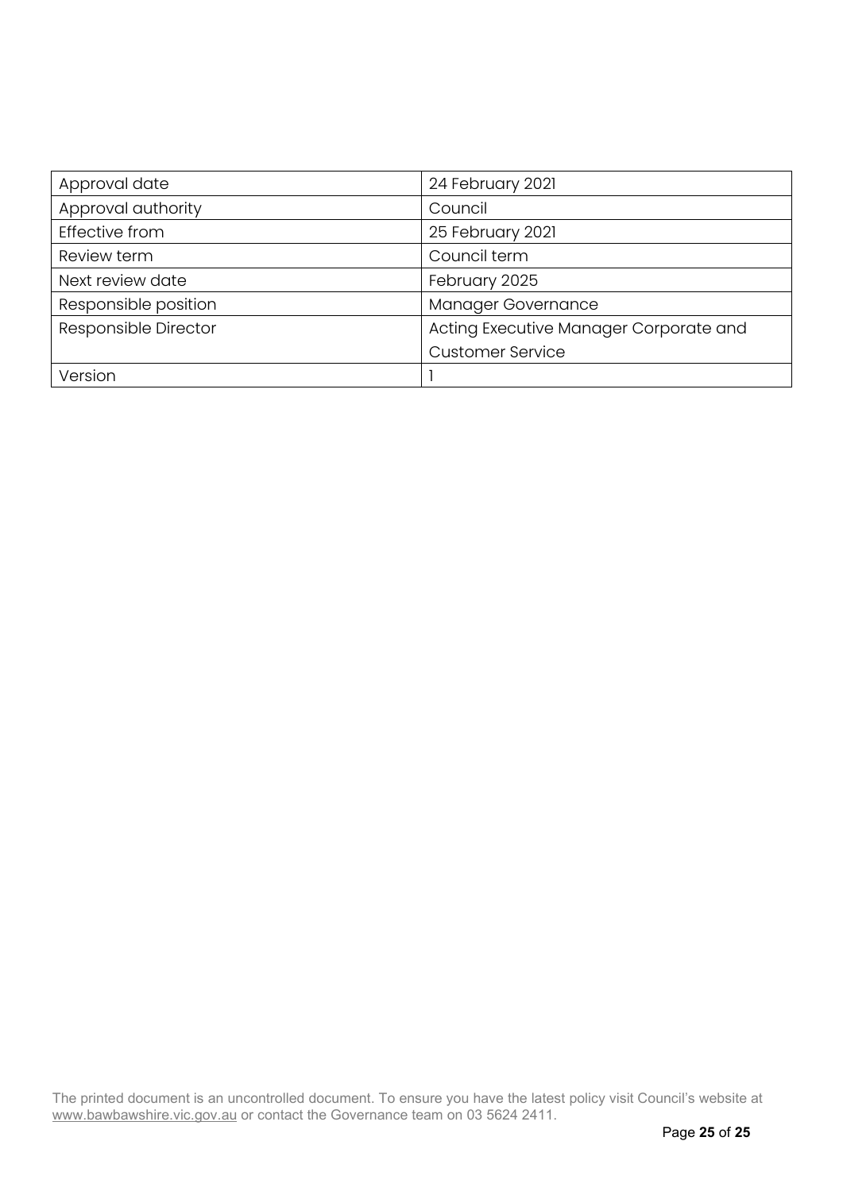| Approval date | 24 February 2021 |
|---|---|
| Approval authority | Council |
| Effective from | 25 February 2021 |
| Review term | Council term |
| Next review date | February 2025 |
| Responsible position | Manager Governance |
| Responsible Director | Acting Executive Manager Corporate and Customer Service |
| Version | 1 |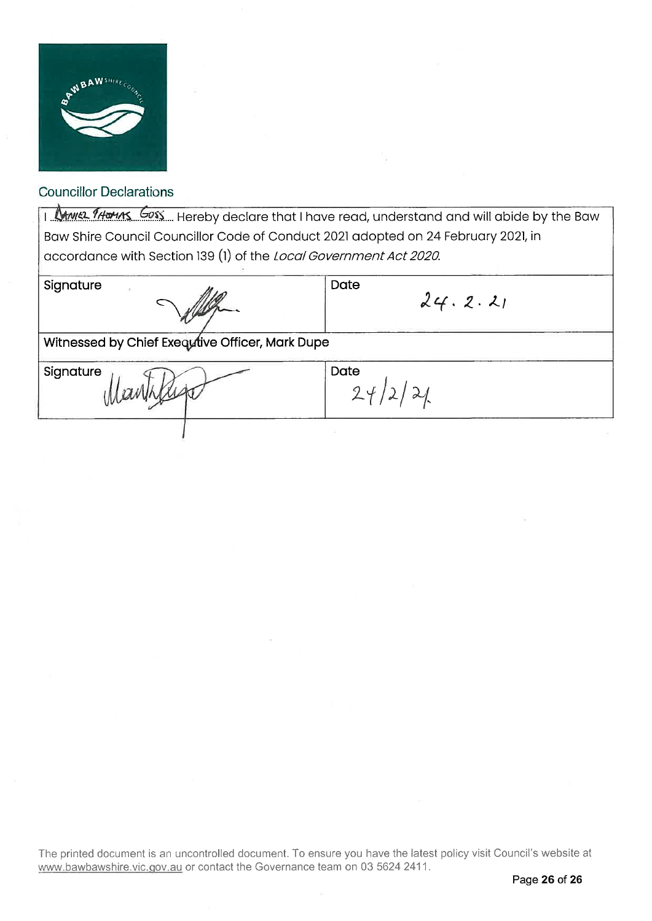## Councillor Declarations

| I Daniel Thomas Goss Hereby declare that I have read, understand and will abide by the Baw Baw Shire Council Councillor Code of Conduct 2021 adopted on 24 February 2021, in accordance with Section 139 (1) of the *Local Government Act 2020.* | |
|---|---|
| **Signature** | **Date** 24.2.21 |
| **Witnessed by Chief Executive Officer, Mark Dupe** | |
| **Signature** | **Date** 24/2/21 |

The printed document is an uncontrolled document. To ensure you have the latest policy visit Council's website at www.bawbawshire.vic.gov.au or contact the Governance team on 03 5624 2411.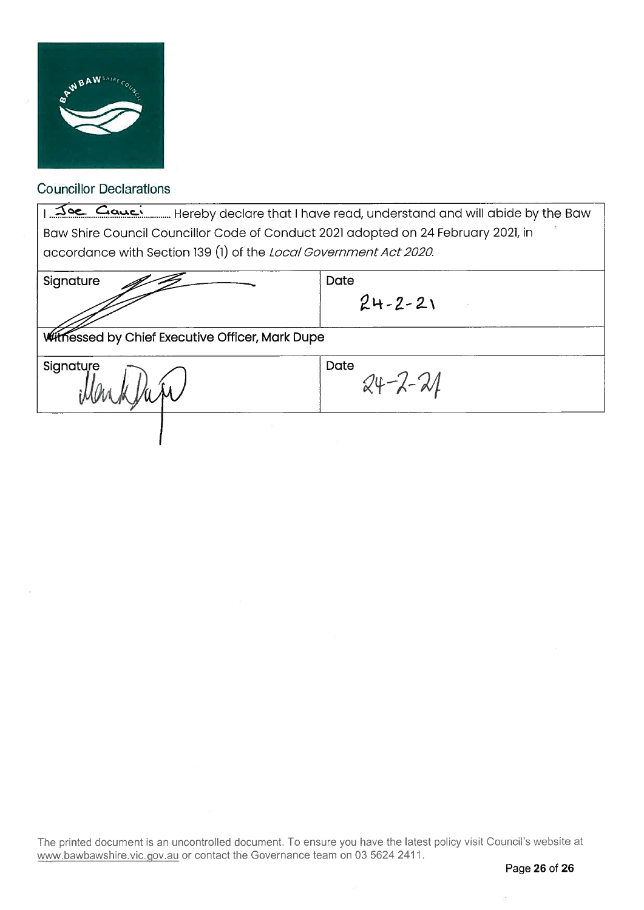## Councillor Declarations

| I Joe Gauci ........ Hereby declare that I have read, understand and will abide by the Baw Baw Shire Council Councillor Code of Conduct 2021 adopted on 24 February 2021, in accordance with Section 139 (1) of the *Local Government Act 2020*. | |
|---|---|
| Signature | Date 24-2-21 |
| Witnessed by Chief Executive Officer, Mark Dupe | |
| Signature | Date 24-2-21 |

The printed document is an uncontrolled document. To ensure you have the latest policy visit Council's website at www.bawbawshire.vic.gov.au or contact the Governance team on 03 5624 2411.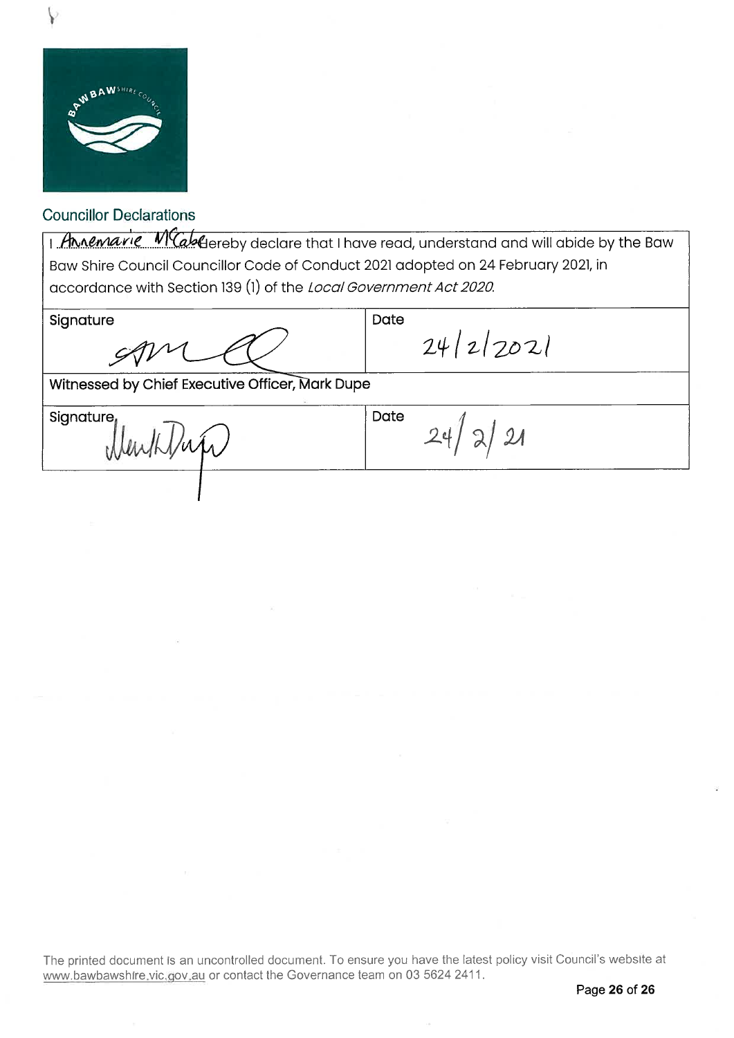## Councillor Declarations

| I Annemarie McCabe hereby declare that I have read, understand and will abide by the Baw Baw Shire Council Councillor Code of Conduct 2021 adopted on 24 February 2021, in accordance with Section 139 (1) of the *Local Government Act 2020.* | |
|---|---|
| Signature | Date 24/2/2021 |
| Witnessed by Chief Executive Officer, Mark Dupe | |
| Signature | Date 24/2/21 |

The printed document is an uncontrolled document. To ensure you have the latest policy visit Council's website at www.bawbawshire.vic.gov.au or contact the Governance team on 03 5624 2411.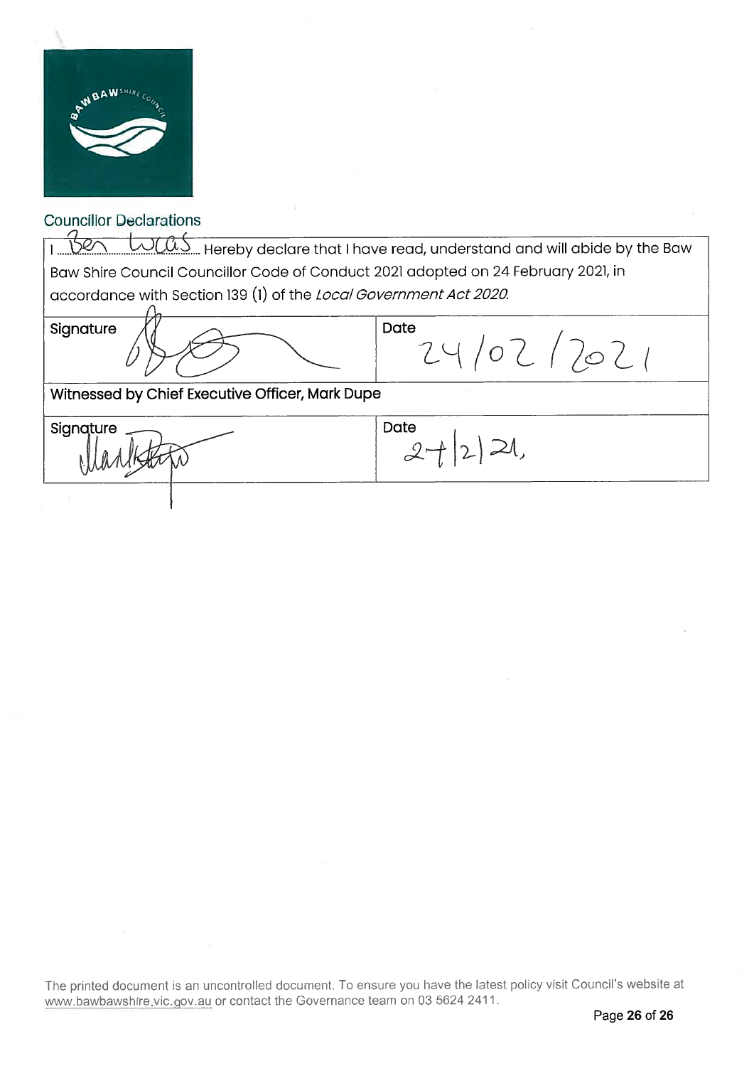## Councillor Declarations

I Ben Lucas Hereby declare that I have read, understand and will abide by the Baw Baw Shire Council Councillor Code of Conduct 2021 adopted on 24 February 2021, in accordance with Section 139 (1) of the *Local Government Act 2020.*

| Signature | Date 24/02/2021 |
|---|---|
| **Witnessed by Chief Executive Officer, Mark Dupe** | |
| Signature | Date 24/2/21. |

The printed document is an uncontrolled document. To ensure you have the latest policy visit Council's website at www.bawbawshire.vic.gov.au or contact the Governance team on 03 5624 2411.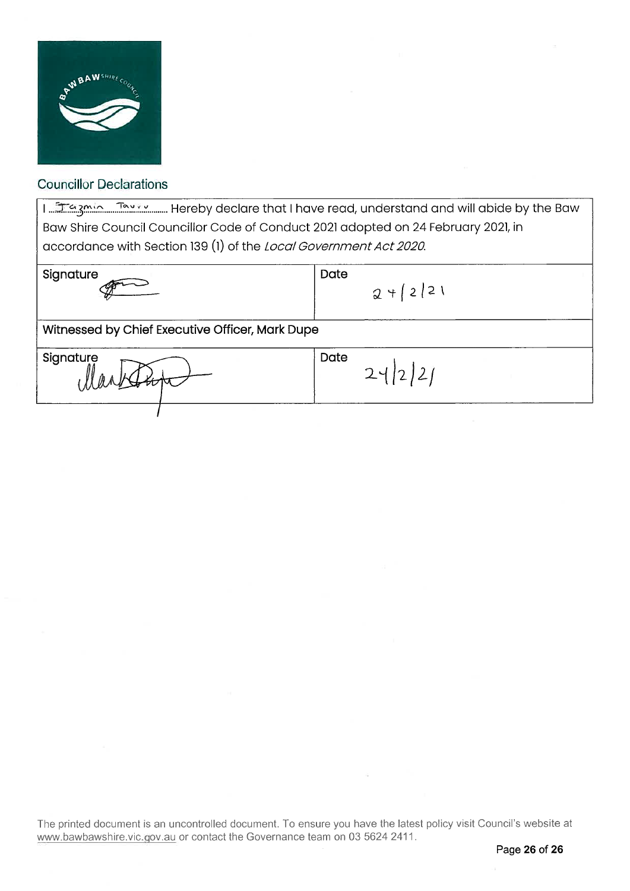## Councillor Declarations

| I Jazmin Tauru Hereby declare that I have read, understand and will abide by the Baw Baw Shire Council Councillor Code of Conduct 2021 adopted on 24 February 2021, in accordance with Section 139 (1) of the *Local Government Act 2020*. | |
|---|---|
| Signature | Date 24/2/21 |
| Witnessed by Chief Executive Officer, Mark Dupe | |
| Signature | Date 24/2/21 |

The printed document is an uncontrolled document. To ensure you have the latest policy visit Council's website at www.bawbawshire.vic.gov.au or contact the Governance team on 03 5624 2411.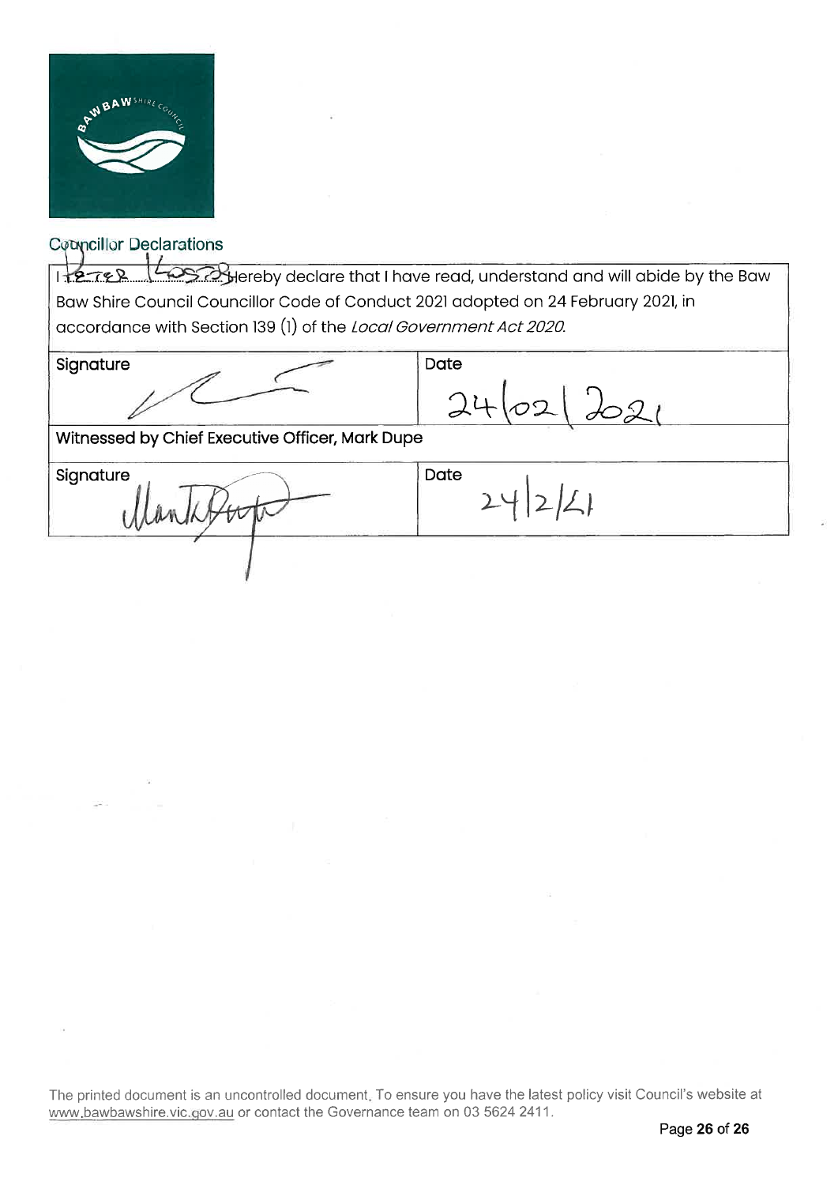## Councillor Declarations

| I PETER LOSSO hereby declare that I have read, understand and will abide by the Baw Baw Shire Council Councillor Code of Conduct 2021 adopted on 24 February 2021, in accordance with Section 139 (1) of the *Local Government Act 2020*. | |
| --- | --- |
| Signature | Date 24/02/2021 |
| **Witnessed by Chief Executive Officer, Mark Dupe** | |
| Signature | Date 24/2/21 |

The printed document is an uncontrolled document. To ensure you have the latest policy visit Council's website at www.bawbawshire.vic.gov.au or contact the Governance team on 03 5624 2411.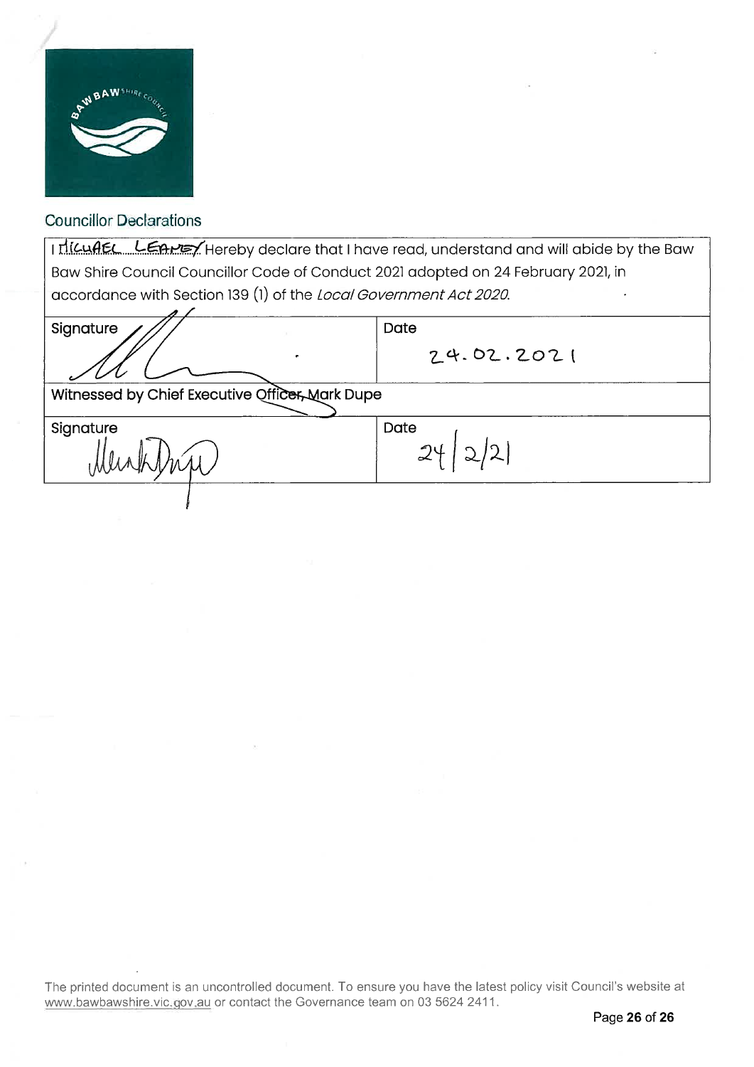## Councillor Declarations

| I MICHAEL LEANEY Hereby declare that I have read, understand and will abide by the Baw Baw Shire Council Councillor Code of Conduct 2021 adopted on 24 February 2021, in accordance with Section 139 (1) of the *Local Government Act 2020*. | |
|---|---|
| Signature | Date 24.02.2021 |
| Witnessed by Chief Executive Officer, Mark Dupe | |
| Signature | Date 24/2/21 |

The printed document is an uncontrolled document. To ensure you have the latest policy visit Council's website at www.bawbawshire.vic.gov.au or contact the Governance team on 03 5624 2411.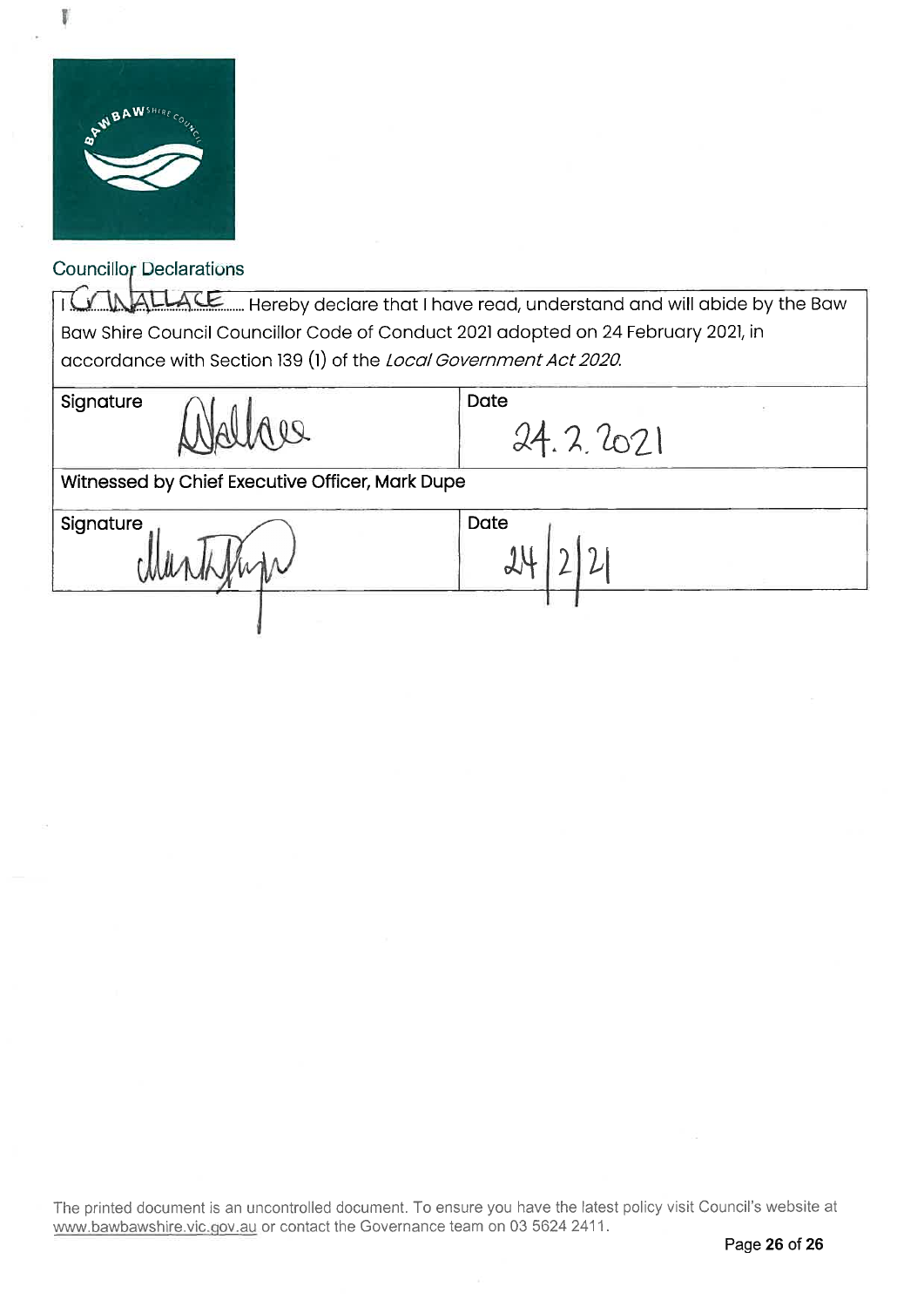## Councillor Declarations

| I Cr WALLACE Hereby declare that I have read, understand and will abide by the Baw Baw Shire Council Councillor Code of Conduct 2021 adopted on 24 February 2021, in accordance with Section 139 (1) of the *Local Government Act 2020.* | |
|---|---|
| Signature | Date 24.2.2021 |
| Witnessed by Chief Executive Officer, Mark Dupe | |
| Signature | Date 24/2/21 |

The printed document is an uncontrolled document. To ensure you have the latest policy visit Council's website at www.bawbawshire.vic.gov.au or contact the Governance team on 03 5624 2411.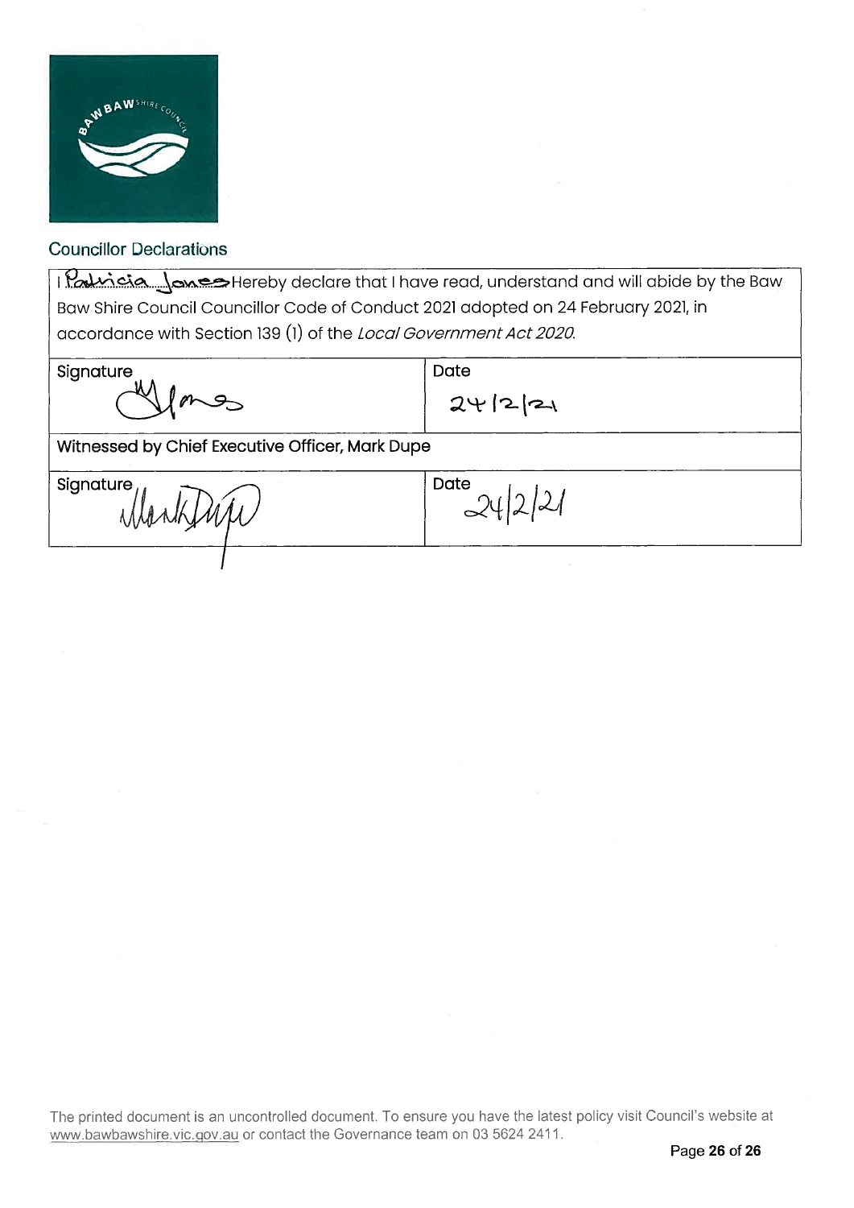## Councillor Declarations

| | |
|---|---|
| I Patricia Jones Hereby declare that I have read, understand and will abide by the Baw Baw Shire Council Councillor Code of Conduct 2021 adopted on 24 February 2021, in accordance with Section 139 (1) of the *Local Government Act 2020*. | |
| Signature | Date 24/2/21 |
| Witnessed by Chief Executive Officer, Mark Dupe | |
| Signature | Date 24/2/21 |

The printed document is an uncontrolled document. To ensure you have the latest policy visit Council's website at www.bawbawshire.vic.gov.au or contact the Governance team on 03 5624 2411.